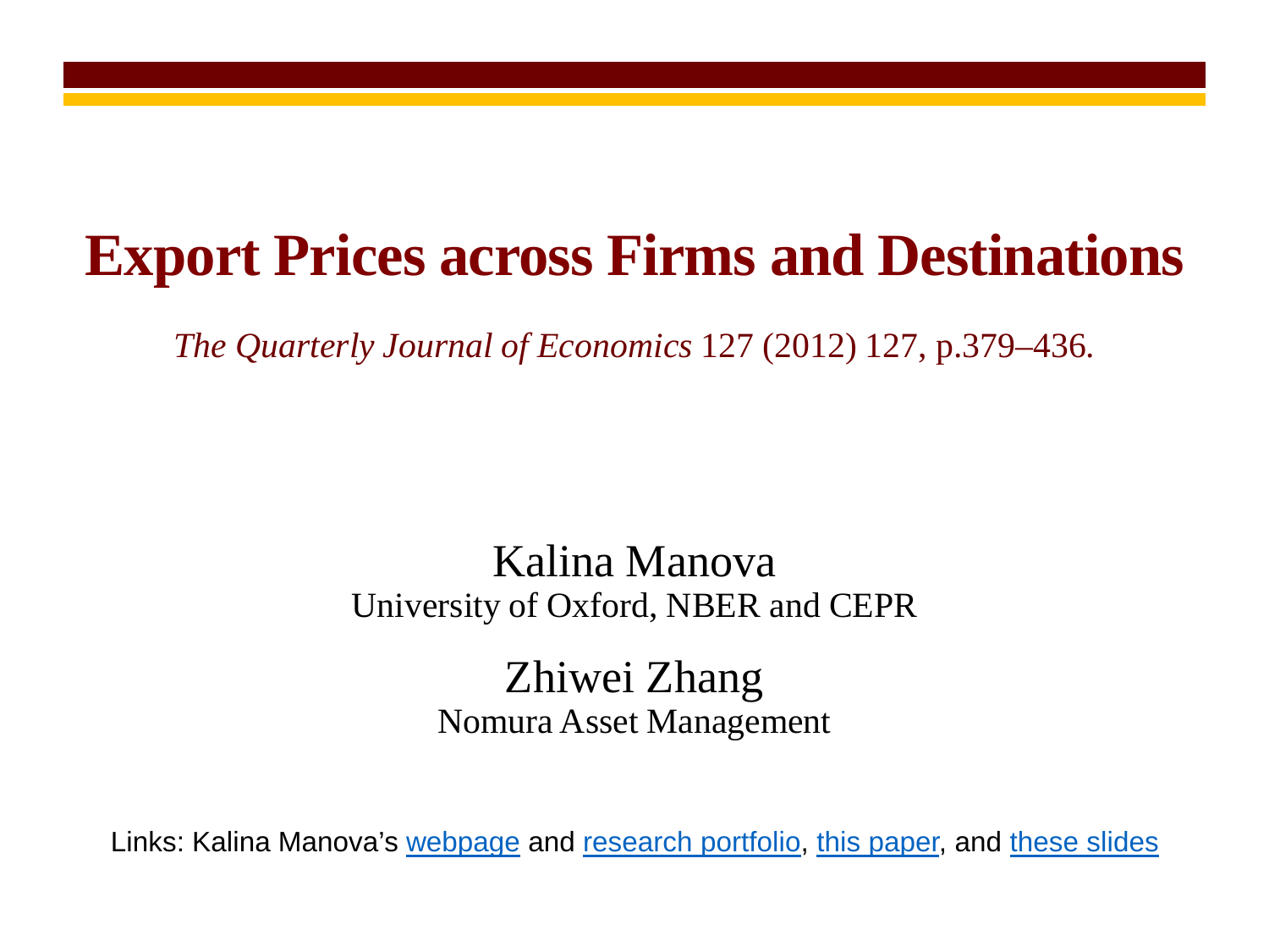# Export Prices across Firms and Destinations

*The Quarterly Journal of Economics* 127 (2012) 127, p.379–436.

Kalina Manova
University of Oxford, NBER and CEPR

Zhiwei Zhang
Nomura Asset Management

Links: Kalina Manova's webpage and research portfolio, this paper, and these slides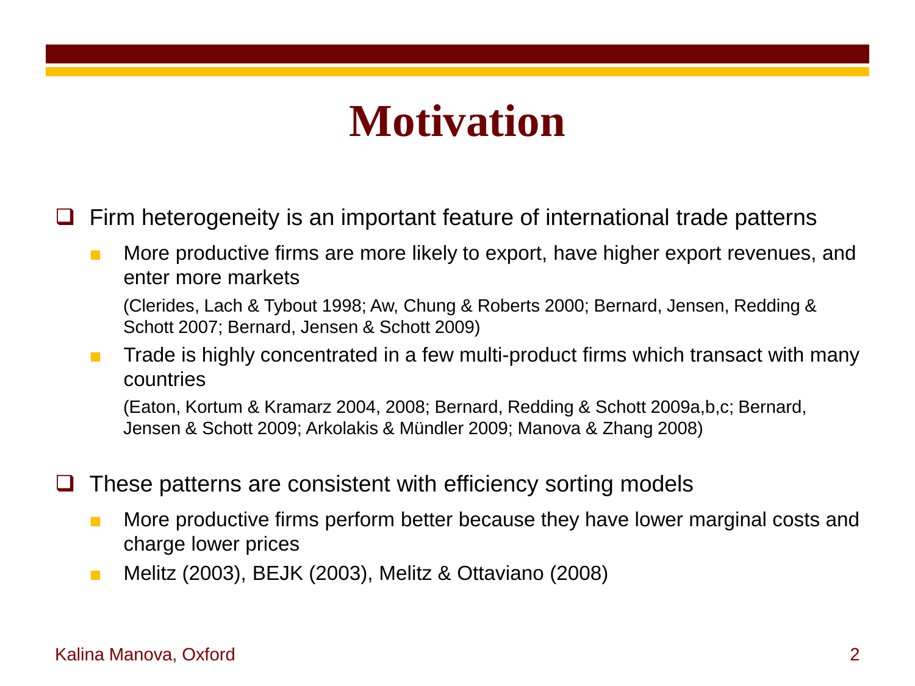# Motivation

- Firm heterogeneity is an important feature of international trade patterns
  - More productive firms are more likely to export, have higher export revenues, and enter more markets

    (Clerides, Lach & Tybout 1998; Aw, Chung & Roberts 2000; Bernard, Jensen, Redding & Schott 2007; Bernard, Jensen & Schott 2009)
  - Trade is highly concentrated in a few multi-product firms which transact with many countries

    (Eaton, Kortum & Kramarz 2004, 2008; Bernard, Redding & Schott 2009a,b,c; Bernard, Jensen & Schott 2009; Arkolakis & Mündler 2009; Manova & Zhang 2008)

- These patterns are consistent with efficiency sorting models
  - More productive firms perform better because they have lower marginal costs and charge lower prices
  - Melitz (2003), BEJK (2003), Melitz & Ottaviano (2008)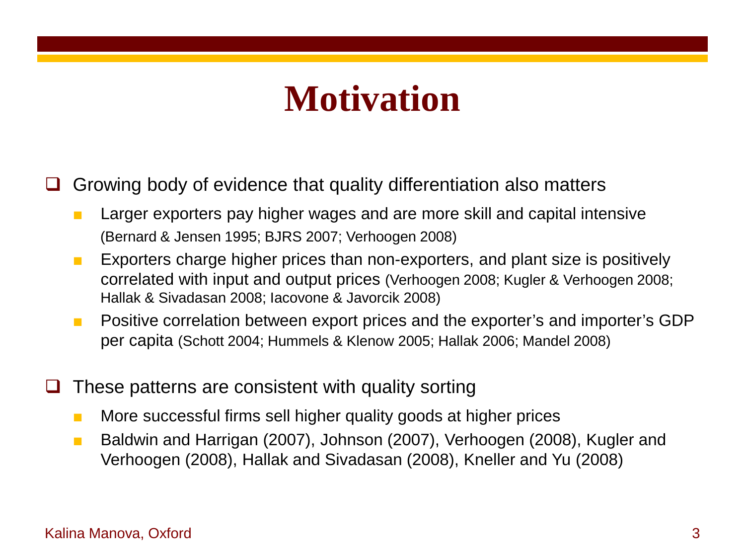# Motivation

- Growing body of evidence that quality differentiation also matters
  - Larger exporters pay higher wages and are more skill and capital intensive (Bernard & Jensen 1995; BJRS 2007; Verhoogen 2008)
  - Exporters charge higher prices than non-exporters, and plant size is positively correlated with input and output prices (Verhoogen 2008; Kugler & Verhoogen 2008; Hallak & Sivadasan 2008; Iacovone & Javorcik 2008)
  - Positive correlation between export prices and the exporter's and importer's GDP per capita (Schott 2004; Hummels & Klenow 2005; Hallak 2006; Mandel 2008)

- These patterns are consistent with quality sorting
  - More successful firms sell higher quality goods at higher prices
  - Baldwin and Harrigan (2007), Johnson (2007), Verhoogen (2008), Kugler and Verhoogen (2008), Hallak and Sivadasan (2008), Kneller and Yu (2008)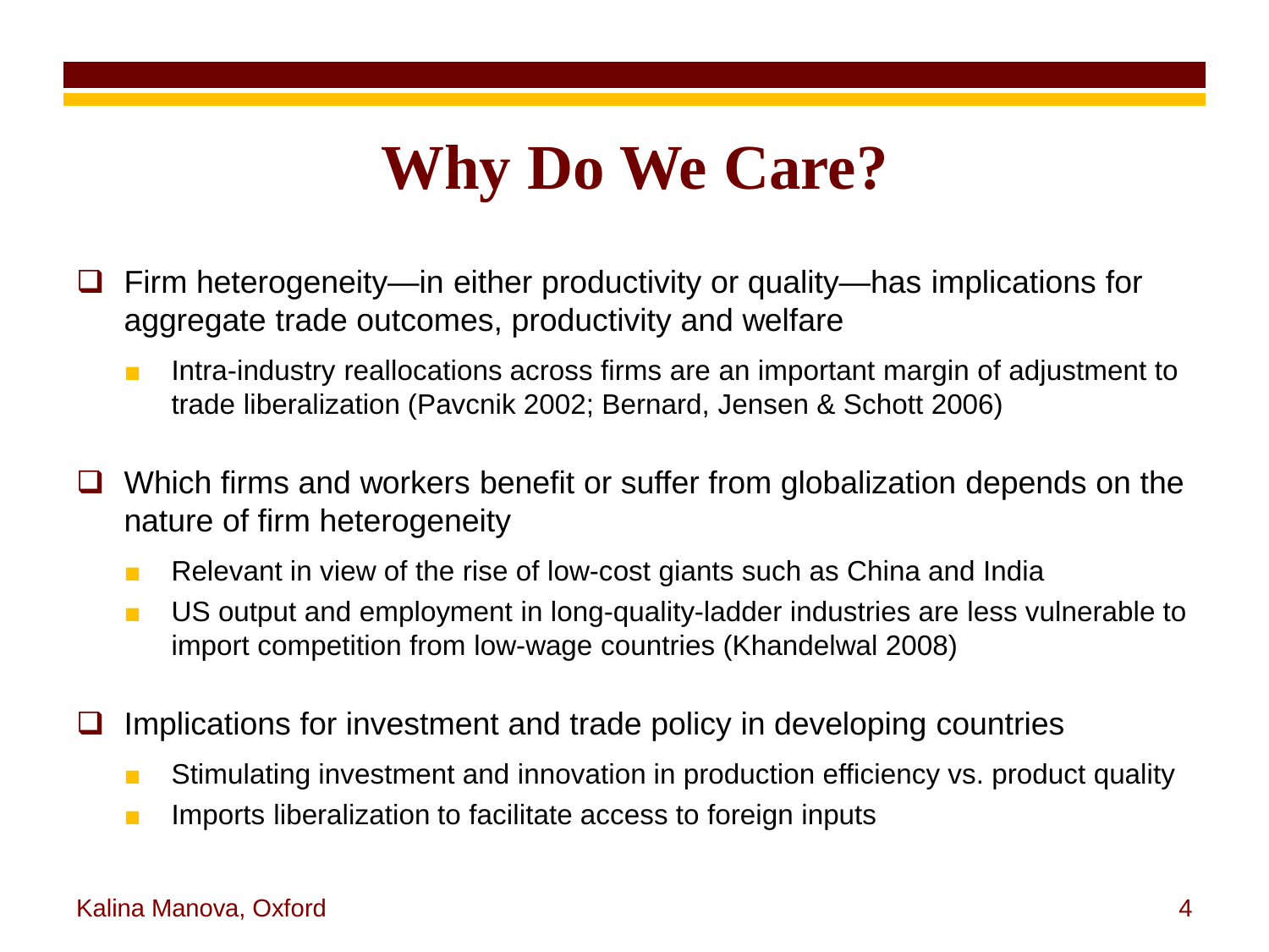# Why Do We Care?

- Firm heterogeneity—in either productivity or quality—has implications for aggregate trade outcomes, productivity and welfare
  - Intra-industry reallocations across firms are an important margin of adjustment to trade liberalization (Pavcnik 2002; Bernard, Jensen & Schott 2006)

- Which firms and workers benefit or suffer from globalization depends on the nature of firm heterogeneity
  - Relevant in view of the rise of low-cost giants such as China and India
  - US output and employment in long-quality-ladder industries are less vulnerable to import competition from low-wage countries (Khandelwal 2008)

- Implications for investment and trade policy in developing countries
  - Stimulating investment and innovation in production efficiency vs. product quality
  - Imports liberalization to facilitate access to foreign inputs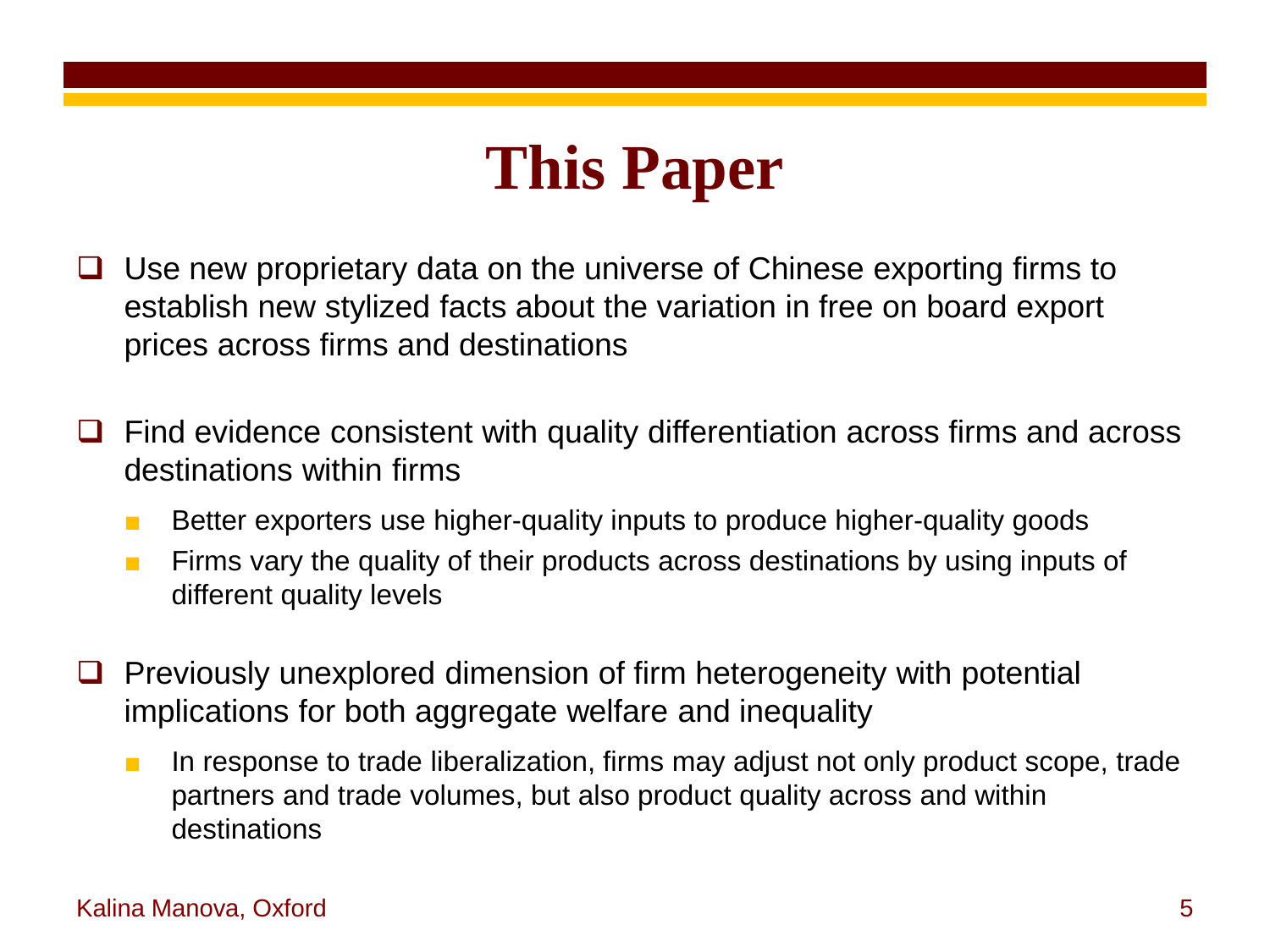# This Paper

- Use new proprietary data on the universe of Chinese exporting firms to establish new stylized facts about the variation in free on board export prices across firms and destinations

- Find evidence consistent with quality differentiation across firms and across destinations within firms
  - Better exporters use higher-quality inputs to produce higher-quality goods
  - Firms vary the quality of their products across destinations by using inputs of different quality levels

- Previously unexplored dimension of firm heterogeneity with potential implications for both aggregate welfare and inequality
  - In response to trade liberalization, firms may adjust not only product scope, trade partners and trade volumes, but also product quality across and within destinations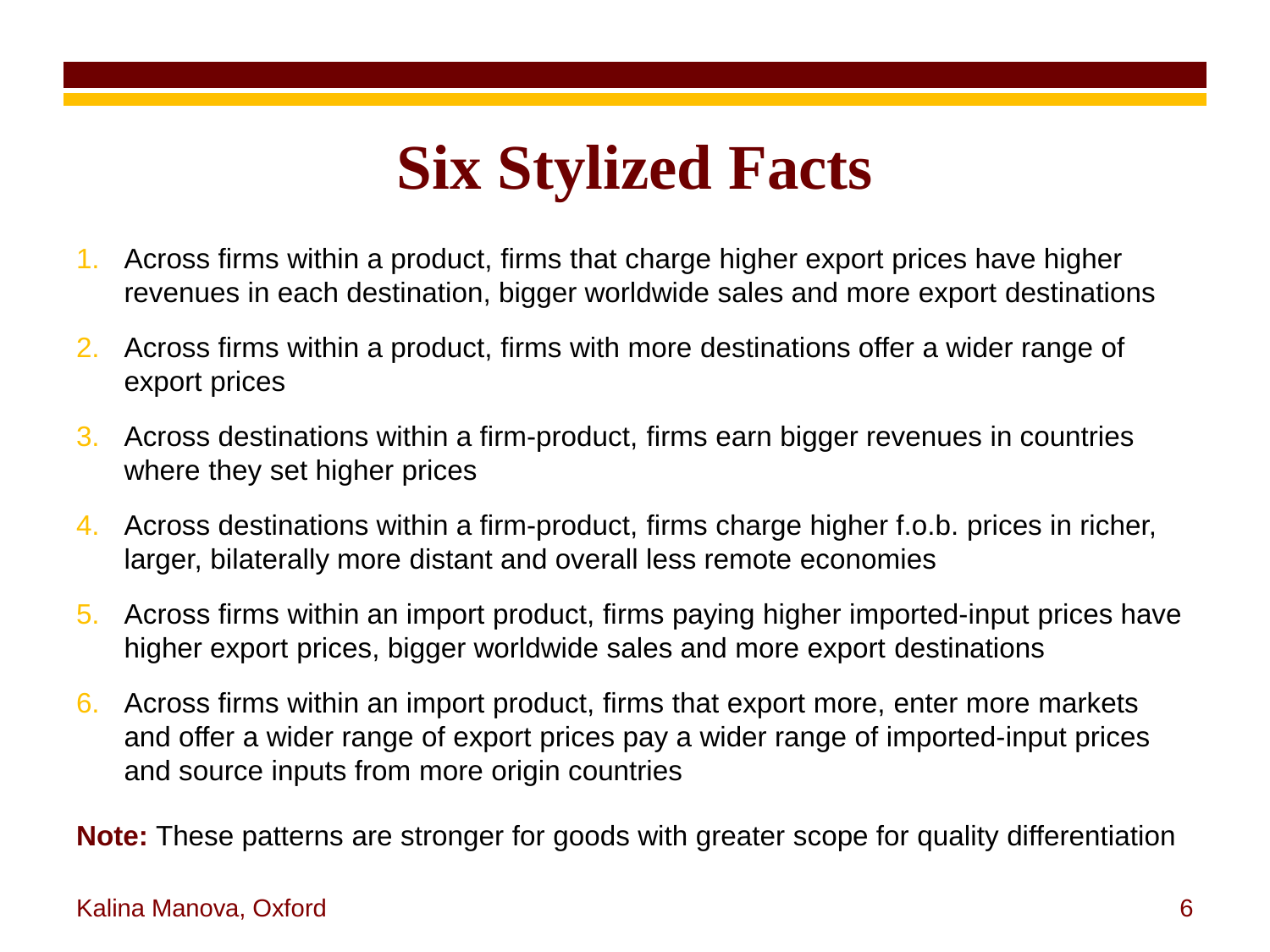# Six Stylized Facts

1. Across firms within a product, firms that charge higher export prices have higher revenues in each destination, bigger worldwide sales and more export destinations
2. Across firms within a product, firms with more destinations offer a wider range of export prices
3. Across destinations within a firm-product, firms earn bigger revenues in countries where they set higher prices
4. Across destinations within a firm-product, firms charge higher f.o.b. prices in richer, larger, bilaterally more distant and overall less remote economies
5. Across firms within an import product, firms paying higher imported-input prices have higher export prices, bigger worldwide sales and more export destinations
6. Across firms within an import product, firms that export more, enter more markets and offer a wider range of export prices pay a wider range of imported-input prices and source inputs from more origin countries

**Note:** These patterns are stronger for goods with greater scope for quality differentiation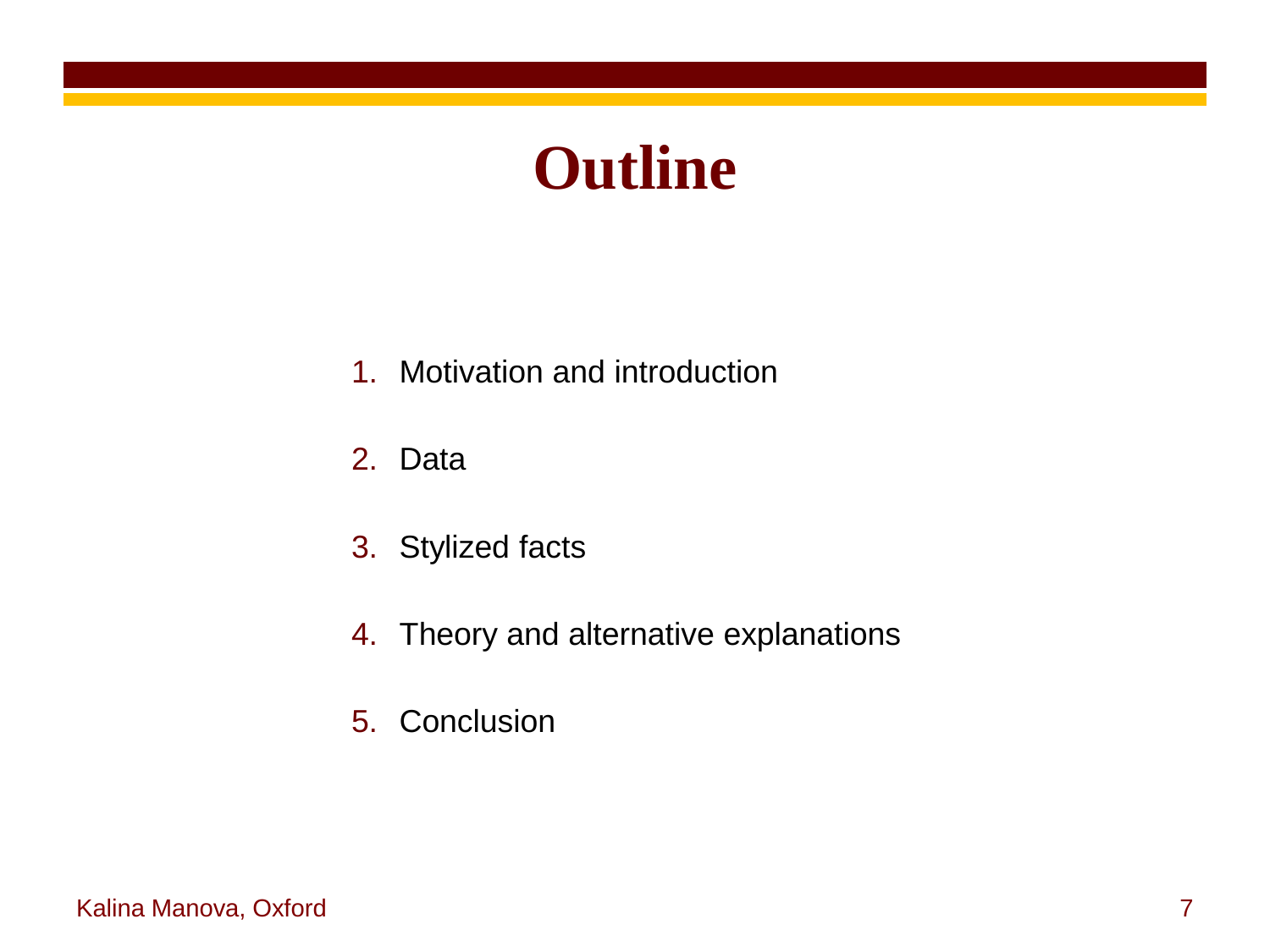# Outline

1. Motivation and introduction
2. Data
3. Stylized facts
4. Theory and alternative explanations
5. Conclusion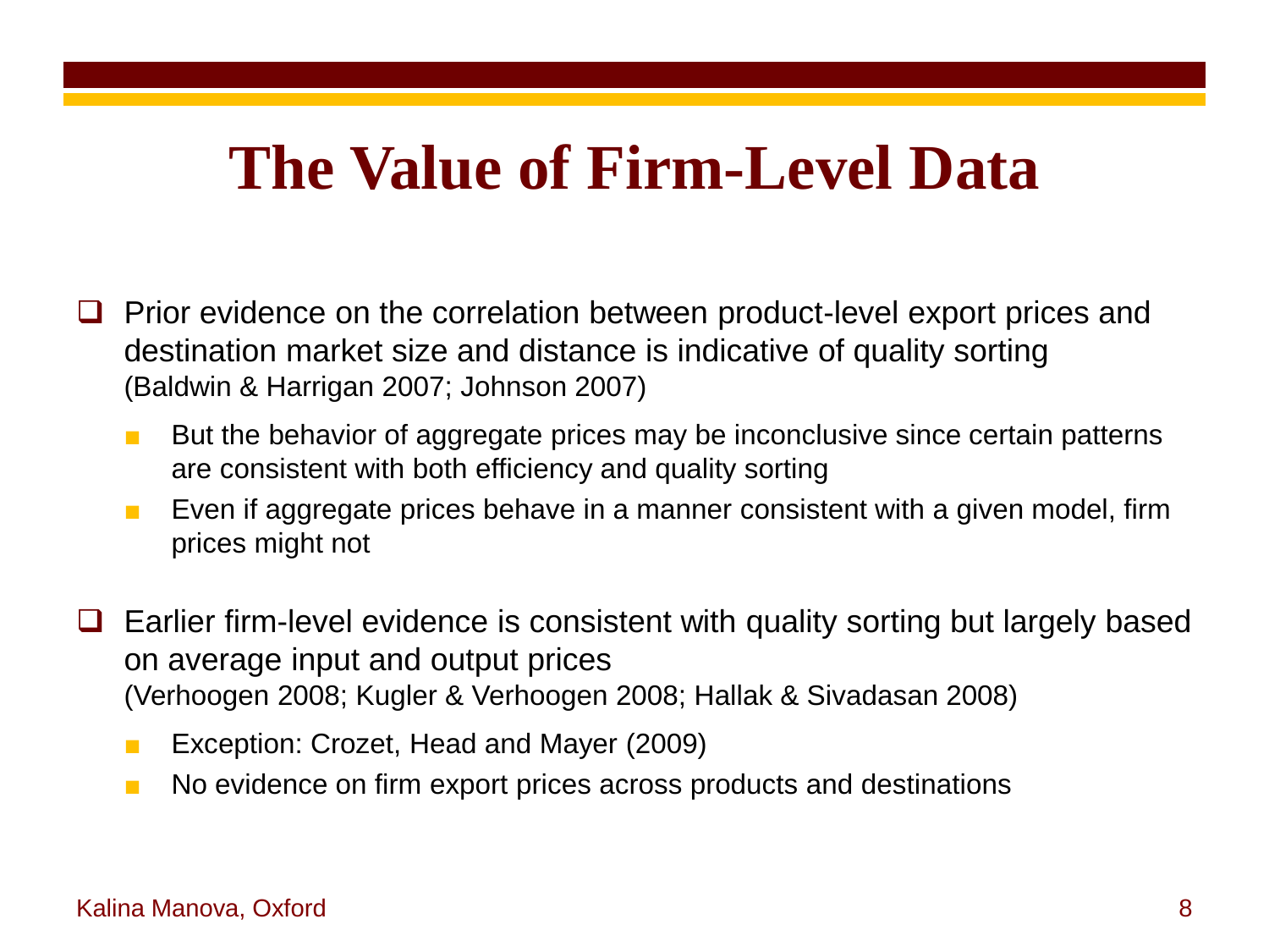# The Value of Firm-Level Data

- Prior evidence on the correlation between product-level export prices and destination market size and distance is indicative of quality sorting (Baldwin & Harrigan 2007; Johnson 2007)
  - But the behavior of aggregate prices may be inconclusive since certain patterns are consistent with both efficiency and quality sorting
  - Even if aggregate prices behave in a manner consistent with a given model, firm prices might not

- Earlier firm-level evidence is consistent with quality sorting but largely based on average input and output prices (Verhoogen 2008; Kugler & Verhoogen 2008; Hallak & Sivadasan 2008)
  - Exception: Crozet, Head and Mayer (2009)
  - No evidence on firm export prices across products and destinations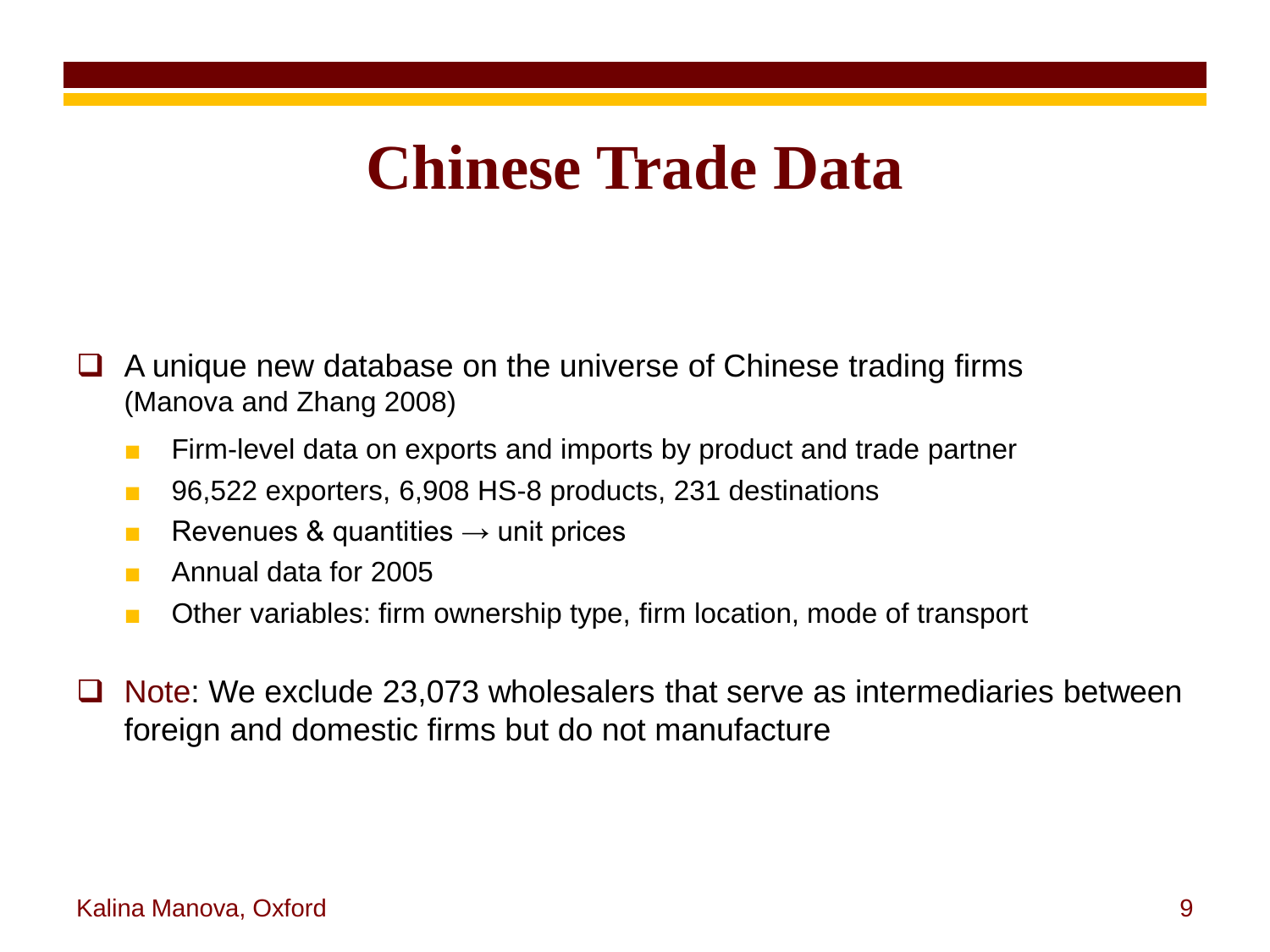# Chinese Trade Data

- A unique new database on the universe of Chinese trading firms (Manova and Zhang 2008)
  - Firm-level data on exports and imports by product and trade partner
  - 96,522 exporters, 6,908 HS-8 products, 231 destinations
  - Revenues & quantities → unit prices
  - Annual data for 2005
  - Other variables: firm ownership type, firm location, mode of transport
- Note: We exclude 23,073 wholesalers that serve as intermediaries between foreign and domestic firms but do not manufacture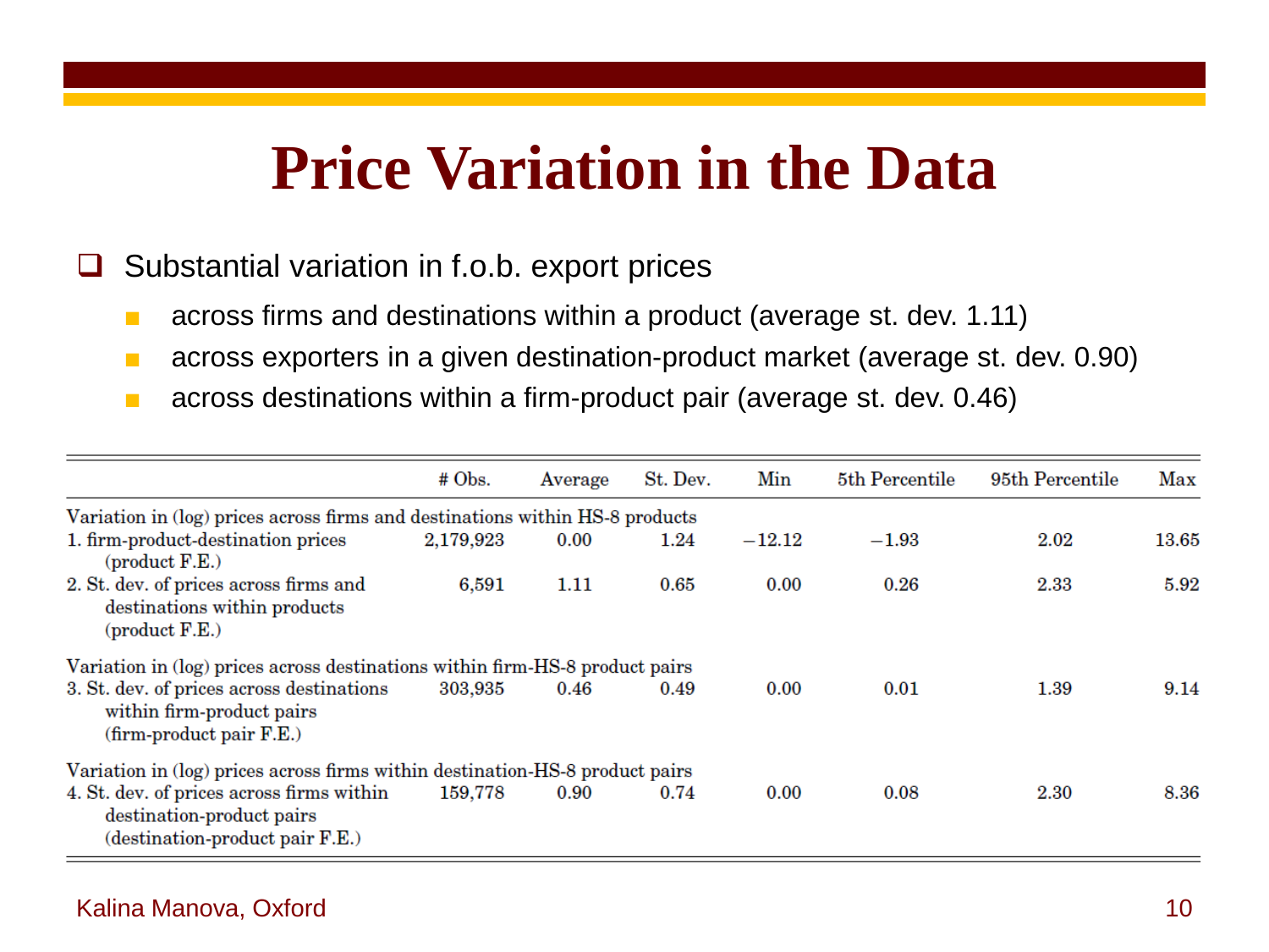# Price Variation in the Data

- Substantial variation in f.o.b. export prices
  - across firms and destinations within a product (average st. dev. 1.11)
  - across exporters in a given destination-product market (average st. dev. 0.90)
  - across destinations within a firm-product pair (average st. dev. 0.46)

| | # Obs. | Average | St. Dev. | Min | 5th Percentile | 95th Percentile | Max |
|---|---|---|---|---|---|---|---|
| Variation in (log) prices across firms and destinations within HS-8 products | | | | | | | |
| 1. firm-product-destination prices (product F.E.) | 2,179,923 | 0.00 | 1.24 | −12.12 | −1.93 | 2.02 | 13.65 |
| 2. St. dev. of prices across firms and destinations within products (product F.E.) | 6,591 | 1.11 | 0.65 | 0.00 | 0.26 | 2.33 | 5.92 |
| Variation in (log) prices across destinations within firm-HS-8 product pairs | | | | | | | |
| 3. St. dev. of prices across destinations within firm-product pairs (firm-product pair F.E.) | 303,935 | 0.46 | 0.49 | 0.00 | 0.01 | 1.39 | 9.14 |
| Variation in (log) prices across firms within destination-HS-8 product pairs | | | | | | | |
| 4. St. dev. of prices across firms within destination-product pairs (destination-product pair F.E.) | 159,778 | 0.90 | 0.74 | 0.00 | 0.08 | 2.30 | 8.36 |

Kalina Manova, Oxford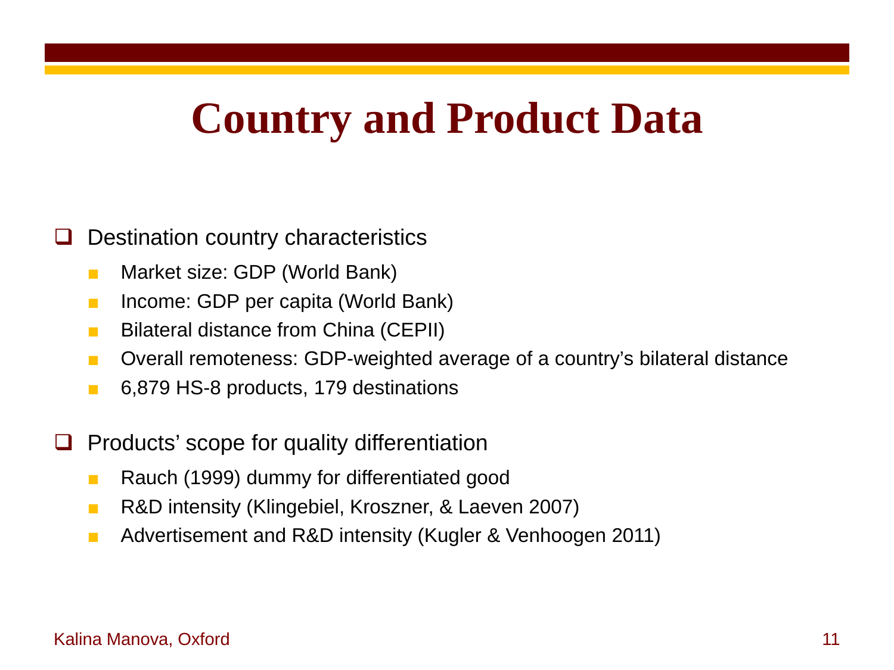# Country and Product Data

- Destination country characteristics
  - Market size: GDP (World Bank)
  - Income: GDP per capita (World Bank)
  - Bilateral distance from China (CEPII)
  - Overall remoteness: GDP-weighted average of a country's bilateral distance
  - 6,879 HS-8 products, 179 destinations

- Products' scope for quality differentiation
  - Rauch (1999) dummy for differentiated good
  - R&D intensity (Klingebiel, Kroszner, & Laeven 2007)
  - Advertisement and R&D intensity (Kugler & Venhoogen 2011)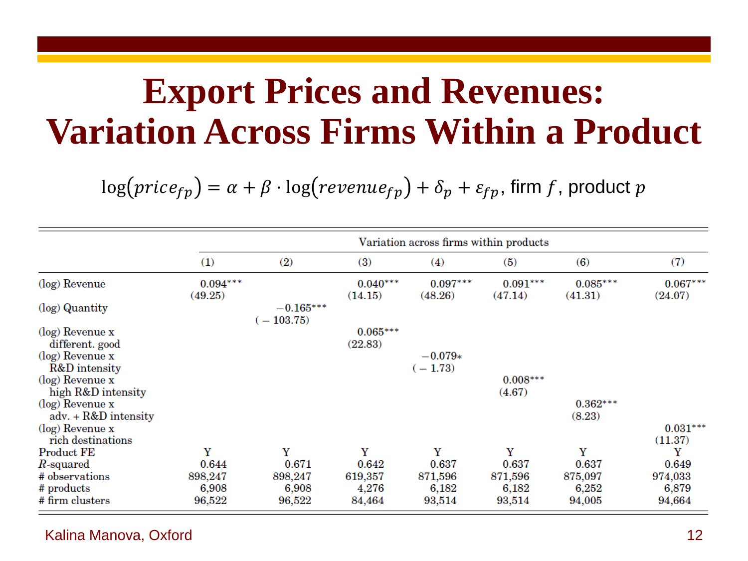# Export Prices and Revenues: Variation Across Firms Within a Product

$$\log(price_{fp}) = \alpha + \beta \cdot \log(revenue_{fp}) + \delta_p + \varepsilon_{fp}, \text{ firm } f, \text{ product } p$$

| | Variation across firms within products | | | | | | |
|---|---|---|---|---|---|---|---|
| | (1) | (2) | (3) | (4) | (5) | (6) | (7) |
| (log) Revenue | 0.094*** | | 0.040*** | 0.097*** | 0.091*** | 0.085*** | 0.067*** |
| | (49.25) | | (14.15) | (48.26) | (47.14) | (41.31) | (24.07) |
| (log) Quantity | | −0.165*** | | | | | |
| | | (−103.75) | | | | | |
| (log) Revenue x different. good | | | 0.065*** | | | | |
| | | | (22.83) | | | | |
| (log) Revenue x R&D intensity | | | | −0.079* | | | |
| | | | | (−1.73) | | | |
| (log) Revenue x high R&D intensity | | | | | 0.008*** | | |
| | | | | | (4.67) | | |
| (log) Revenue x adv. + R&D intensity | | | | | | 0.362*** | |
| | | | | | | (8.23) | |
| (log) Revenue x rich destinations | | | | | | | 0.031*** |
| | | | | | | | (11.37) |
| Product FE | Y | Y | Y | Y | Y | Y | Y |
| $R$-squared | 0.644 | 0.671 | 0.642 | 0.637 | 0.637 | 0.637 | 0.649 |
| # observations | 898,247 | 898,247 | 619,357 | 871,596 | 871,596 | 875,097 | 974,033 |
| # products | 6,908 | 6,908 | 4,276 | 6,182 | 6,182 | 6,252 | 6,879 |
| # firm clusters | 96,522 | 96,522 | 84,464 | 93,514 | 93,514 | 94,005 | 94,664 |

Kalina Manova, Oxford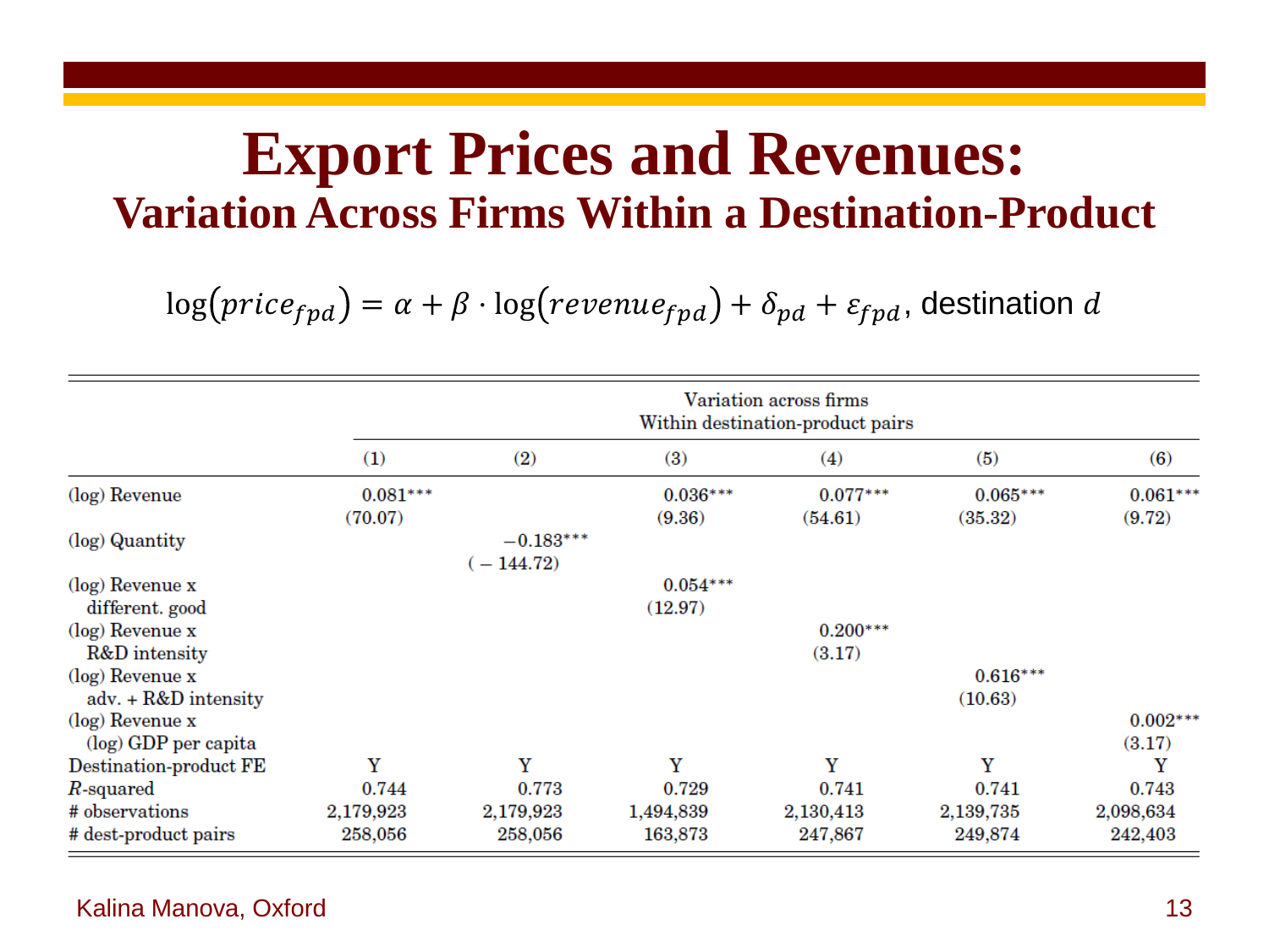# Export Prices and Revenues:

## Variation Across Firms Within a Destination-Product

$$\log(price_{fpd}) = \alpha + \beta \cdot \log(revenue_{fpd}) + \delta_{pd} + \varepsilon_{fpd}, \text{ destination } d$$

| | Variation across firms Within destination-product pairs | | | | | |
|---|---|---|---|---|---|---|
| | (1) | (2) | (3) | (4) | (5) | (6) |
| (log) Revenue | 0.081*** | | 0.036*** | 0.077*** | 0.065*** | 0.061*** |
| | (70.07) | | (9.36) | (54.61) | (35.32) | (9.72) |
| (log) Quantity | | −0.183*** | | | | |
| | | ( − 144.72) | | | | |
| (log) Revenue x different. good | | | 0.054*** | | | |
| | | | (12.97) | | | |
| (log) Revenue x R&D intensity | | | | 0.200*** | | |
| | | | | (3.17) | | |
| (log) Revenue x adv. + R&D intensity | | | | | 0.616*** | |
| | | | | | (10.63) | |
| (log) Revenue x (log) GDP per capita | | | | | | 0.002*** |
| | | | | | | (3.17) |
| Destination-product FE | Y | Y | Y | Y | Y | Y |
| $R$-squared | 0.744 | 0.773 | 0.729 | 0.741 | 0.741 | 0.743 |
| # observations | 2,179,923 | 2,179,923 | 1,494,839 | 2,130,413 | 2,139,735 | 2,098,634 |
| # dest-product pairs | 258,056 | 258,056 | 163,873 | 247,867 | 249,874 | 242,403 |

Kalina Manova, Oxford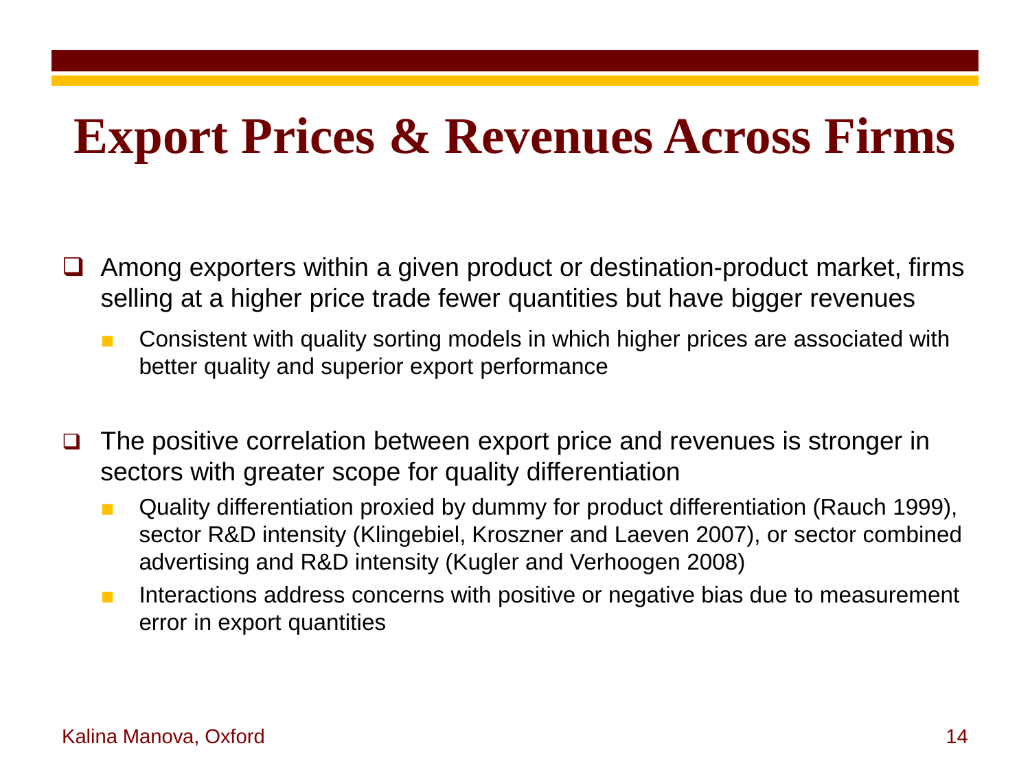# Export Prices & Revenues Across Firms

- Among exporters within a given product or destination-product market, firms selling at a higher price trade fewer quantities but have bigger revenues
  - Consistent with quality sorting models in which higher prices are associated with better quality and superior export performance

- The positive correlation between export price and revenues is stronger in sectors with greater scope for quality differentiation
  - Quality differentiation proxied by dummy for product differentiation (Rauch 1999), sector R&D intensity (Klingebiel, Kroszner and Laeven 2007), or sector combined advertising and R&D intensity (Kugler and Verhoogen 2008)
  - Interactions address concerns with positive or negative bias due to measurement error in export quantities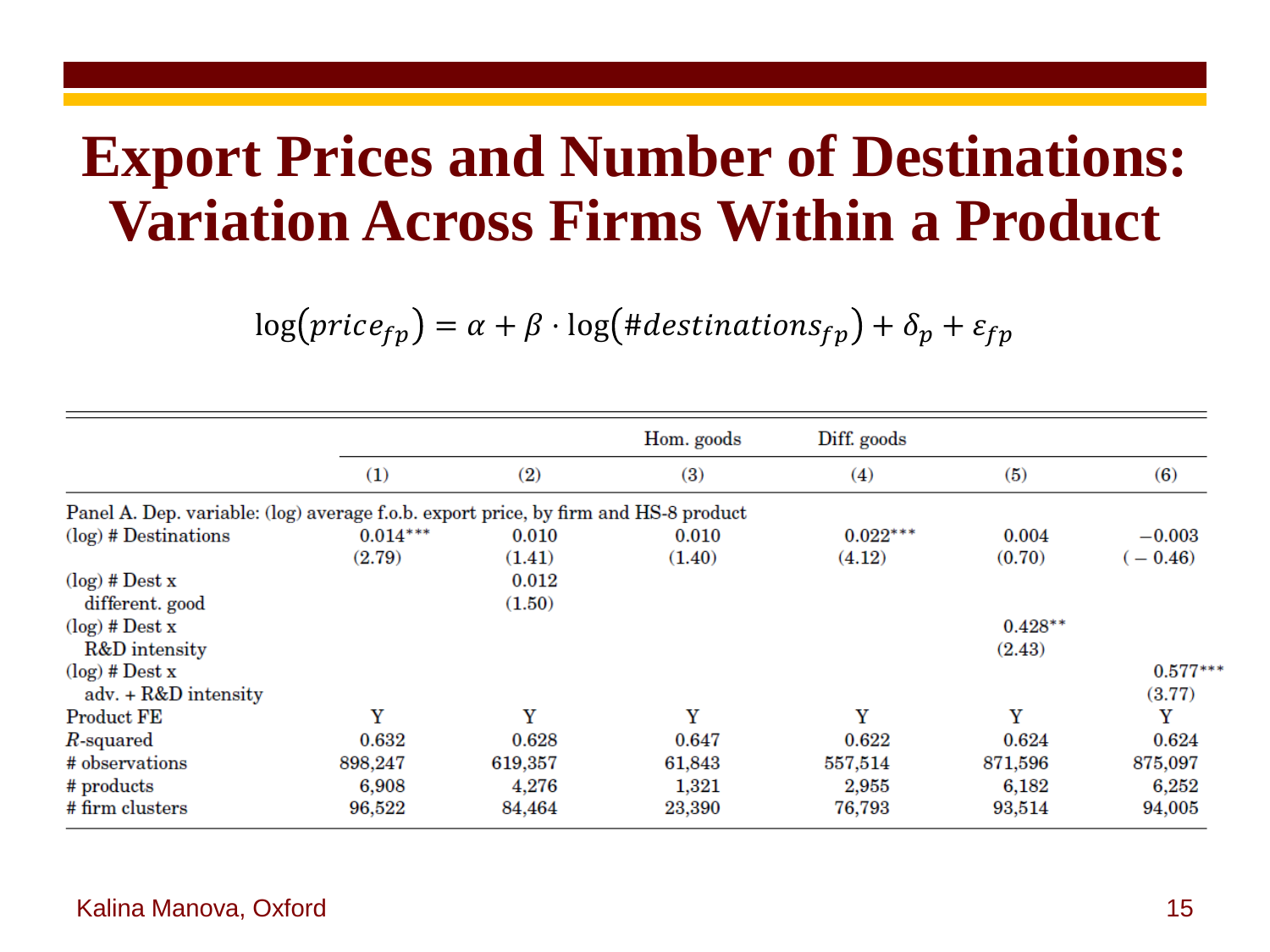# Export Prices and Number of Destinations: Variation Across Firms Within a Product

$$\log(price_{fp}) = \alpha + \beta \cdot \log(\#destinations_{fp}) + \delta_p + \varepsilon_{fp}$$

| | | | Hom. goods | Diff. goods | | |
|---|---|---|---|---|---|---|
| | (1) | (2) | (3) | (4) | (5) | (6) |
| Panel A. Dep. variable: (log) average f.o.b. export price, by firm and HS-8 product | | | | | | |
| (log) # Destinations | 0.014*** | 0.010 | 0.010 | 0.022*** | 0.004 | −0.003 |
| | (2.79) | (1.41) | (1.40) | (4.12) | (0.70) | (−0.46) |
| (log) # Dest x different. good | | 0.012 | | | | |
| | | (1.50) | | | | |
| (log) # Dest x R&D intensity | | | | | 0.428** | |
| | | | | | (2.43) | |
| (log) # Dest x adv. + R&D intensity | | | | | | 0.577*** |
| | | | | | | (3.77) |
| Product FE | Y | Y | Y | Y | Y | Y |
| $R$-squared | 0.632 | 0.628 | 0.647 | 0.622 | 0.624 | 0.624 |
| # observations | 898,247 | 619,357 | 61,843 | 557,514 | 871,596 | 875,097 |
| # products | 6,908 | 4,276 | 1,321 | 2,955 | 6,182 | 6,252 |
| # firm clusters | 96,522 | 84,464 | 23,390 | 76,793 | 93,514 | 94,005 |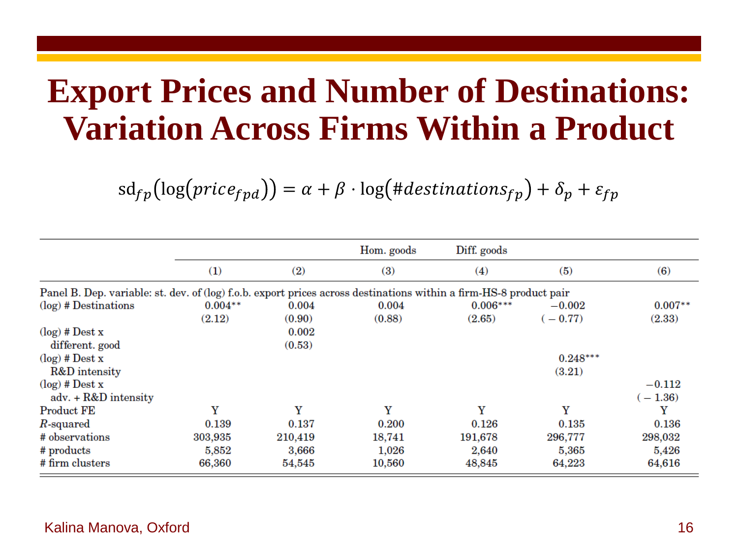# Export Prices and Number of Destinations: Variation Across Firms Within a Product

$$\text{sd}_{fp}\left(\log\left(price_{fpd}\right)\right) = \alpha + \beta \cdot \log\left(\#destinations_{fp}\right) + \delta_p + \varepsilon_{fp}$$

| | | | Hom. goods | Diff. goods | | |
|---|---|---|---|---|---|---|
| | (1) | (2) | (3) | (4) | (5) | (6) |
| Panel B. Dep. variable: st. dev. of (log) f.o.b. export prices across destinations within a firm-HS-8 product pair | | | | | | |
| (log) # Destinations | 0.004** | 0.004 | 0.004 | 0.006*** | −0.002 | 0.007** |
| | (2.12) | (0.90) | (0.88) | (2.65) | (−0.77) | (2.33) |
| (log) # Dest x different. good | | 0.002 | | | | |
| | | (0.53) | | | | |
| (log) # Dest x R&D intensity | | | | | 0.248*** | |
| | | | | | (3.21) | |
| (log) # Dest x adv. + R&D intensity | | | | | | −0.112 |
| | | | | | | (−1.36) |
| Product FE | Y | Y | Y | Y | Y | Y |
| $R$-squared | 0.139 | 0.137 | 0.200 | 0.126 | 0.135 | 0.136 |
| # observations | 303,935 | 210,419 | 18,741 | 191,678 | 296,777 | 298,032 |
| # products | 5,852 | 3,666 | 1,026 | 2,640 | 5,365 | 5,426 |
| # firm clusters | 66,360 | 54,545 | 10,560 | 48,845 | 64,223 | 64,616 |

Kalina Manova, Oxford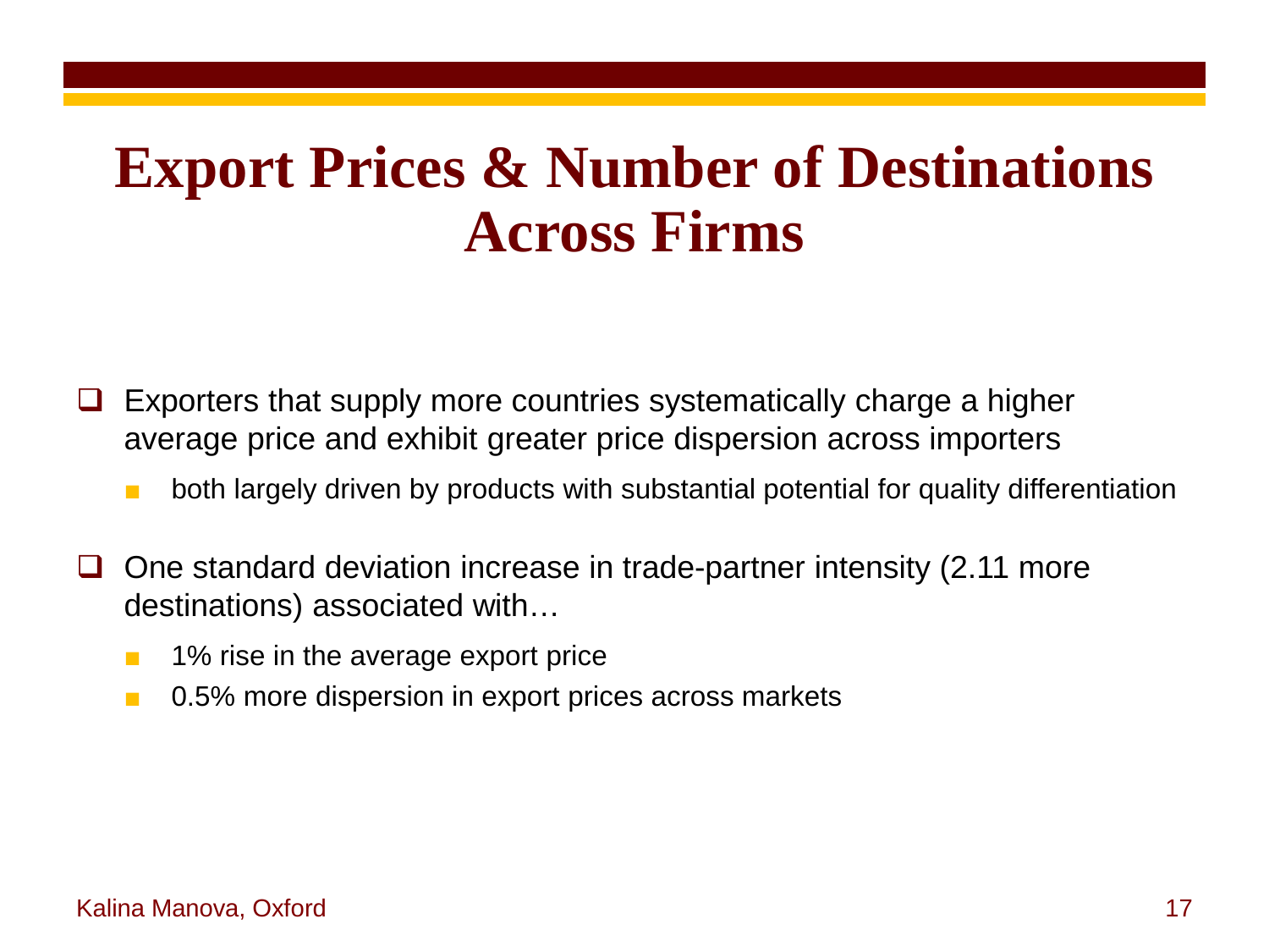# Export Prices & Number of Destinations Across Firms

- Exporters that supply more countries systematically charge a higher average price and exhibit greater price dispersion across importers
  - both largely driven by products with substantial potential for quality differentiation
- One standard deviation increase in trade-partner intensity (2.11 more destinations) associated with…
  - 1% rise in the average export price
  - 0.5% more dispersion in export prices across markets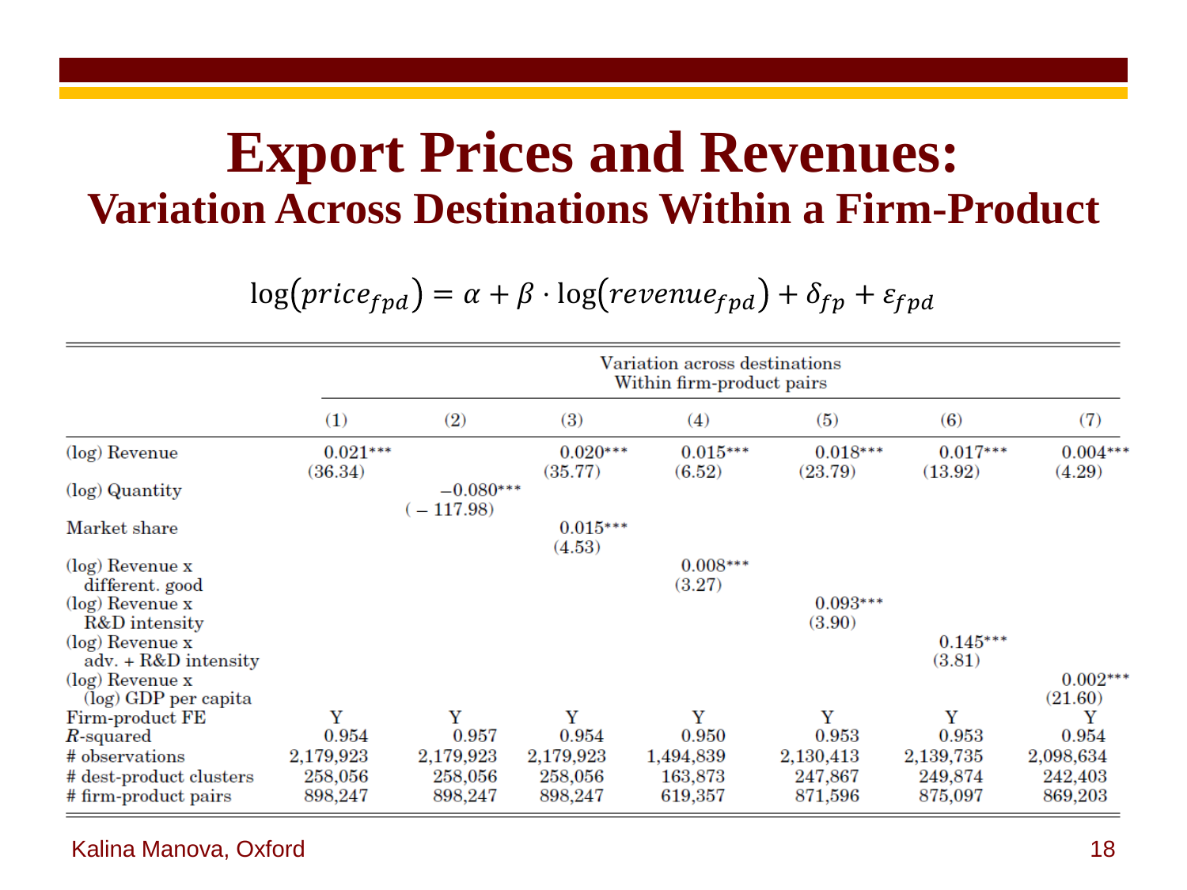# Export Prices and Revenues:

## Variation Across Destinations Within a Firm-Product

$$\log(price_{fpd}) = \alpha + \beta \cdot \log(revenue_{fpd}) + \delta_{fp} + \varepsilon_{fpd}$$

| | Variation across destinations Within firm-product pairs | | | | | | |
|---|---|---|---|---|---|---|---|
| | (1) | (2) | (3) | (4) | (5) | (6) | (7) |
| (log) Revenue | 0.021*** | | 0.020*** | 0.015*** | 0.018*** | 0.017*** | 0.004*** |
| | (36.34) | | (35.77) | (6.52) | (23.79) | (13.92) | (4.29) |
| (log) Quantity | | −0.080*** | | | | | |
| | | (−117.98) | | | | | |
| Market share | | | 0.015*** | | | | |
| | | | (4.53) | | | | |
| (log) Revenue x different. good | | | | 0.008*** | | | |
| | | | | (3.27) | | | |
| (log) Revenue x R&D intensity | | | | | 0.093*** | | |
| | | | | | (3.90) | | |
| (log) Revenue x adv. + R&D intensity | | | | | | 0.145*** | |
| | | | | | | (3.81) | |
| (log) Revenue x (log) GDP per capita | | | | | | | 0.002*** |
| | | | | | | | (21.60) |
| Firm-product FE | Y | Y | Y | Y | Y | Y | Y |
| $R$-squared | 0.954 | 0.957 | 0.954 | 0.950 | 0.953 | 0.953 | 0.954 |
| # observations | 2,179,923 | 2,179,923 | 2,179,923 | 1,494,839 | 2,130,413 | 2,139,735 | 2,098,634 |
| # dest-product clusters | 258,056 | 258,056 | 258,056 | 163,873 | 247,867 | 249,874 | 242,403 |
| # firm-product pairs | 898,247 | 898,247 | 898,247 | 619,357 | 871,596 | 875,097 | 869,203 |

Kalina Manova, Oxford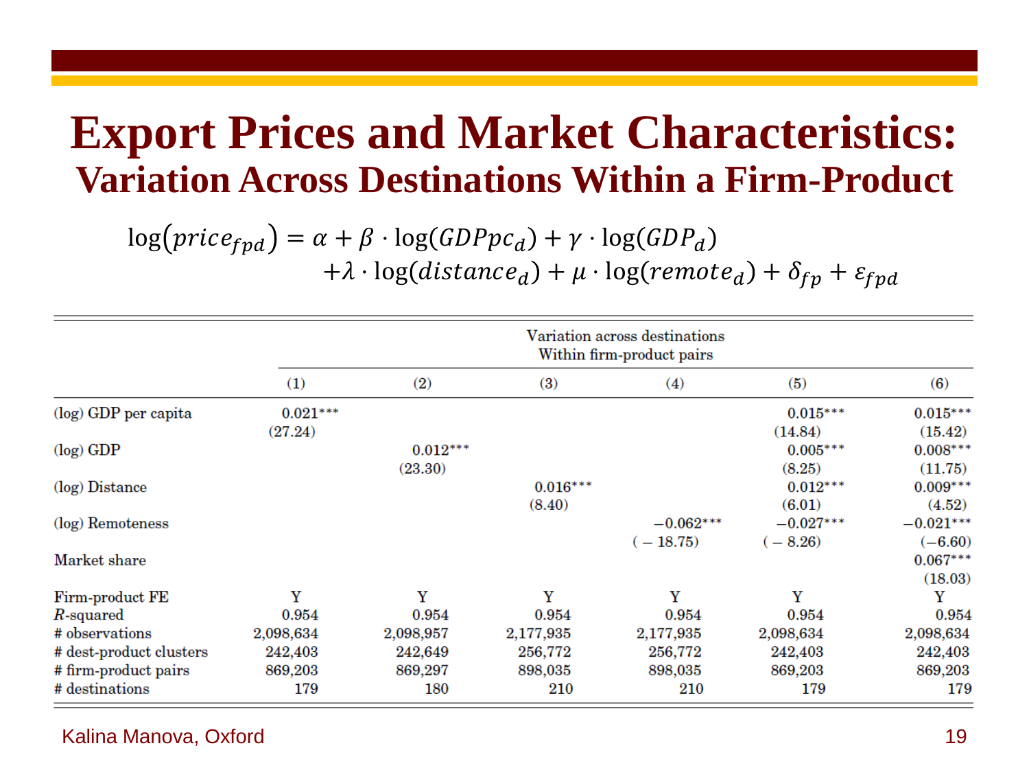# Export Prices and Market Characteristics:

## Variation Across Destinations Within a Firm-Product

$$\log(price_{fpd}) = \alpha + \beta \cdot \log(GDPpc_d) + \gamma \cdot \log(GDP_d) + \lambda \cdot \log(distance_d) + \mu \cdot \log(remote_d) + \delta_{fp} + \varepsilon_{fpd}$$

| | Variation across destinations Within firm-product pairs | | | | | |
|---|---|---|---|---|---|---|
| | (1) | (2) | (3) | (4) | (5) | (6) |
| (log) GDP per capita | 0.021*** | | | | 0.015*** | 0.015*** |
| | (27.24) | | | | (14.84) | (15.42) |
| (log) GDP | | 0.012*** | | | 0.005*** | 0.008*** |
| | | (23.30) | | | (8.25) | (11.75) |
| (log) Distance | | | 0.016*** | | 0.012*** | 0.009*** |
| | | | (8.40) | | (6.01) | (4.52) |
| (log) Remoteness | | | | −0.062*** | −0.027*** | −0.021*** |
| | | | | (−18.75) | (−8.26) | (−6.60) |
| Market share | | | | | | 0.067*** |
| | | | | | | (18.03) |
| Firm-product FE | Y | Y | Y | Y | Y | Y |
| $R$-squared | 0.954 | 0.954 | 0.954 | 0.954 | 0.954 | 0.954 |
| # observations | 2,098,634 | 2,098,957 | 2,177,935 | 2,177,935 | 2,098,634 | 2,098,634 |
| # dest-product clusters | 242,403 | 242,649 | 256,772 | 256,772 | 242,403 | 242,403 |
| # firm-product pairs | 869,203 | 869,297 | 898,035 | 898,035 | 869,203 | 869,203 |
| # destinations | 179 | 180 | 210 | 210 | 179 | 179 |

Kalina Manova, Oxford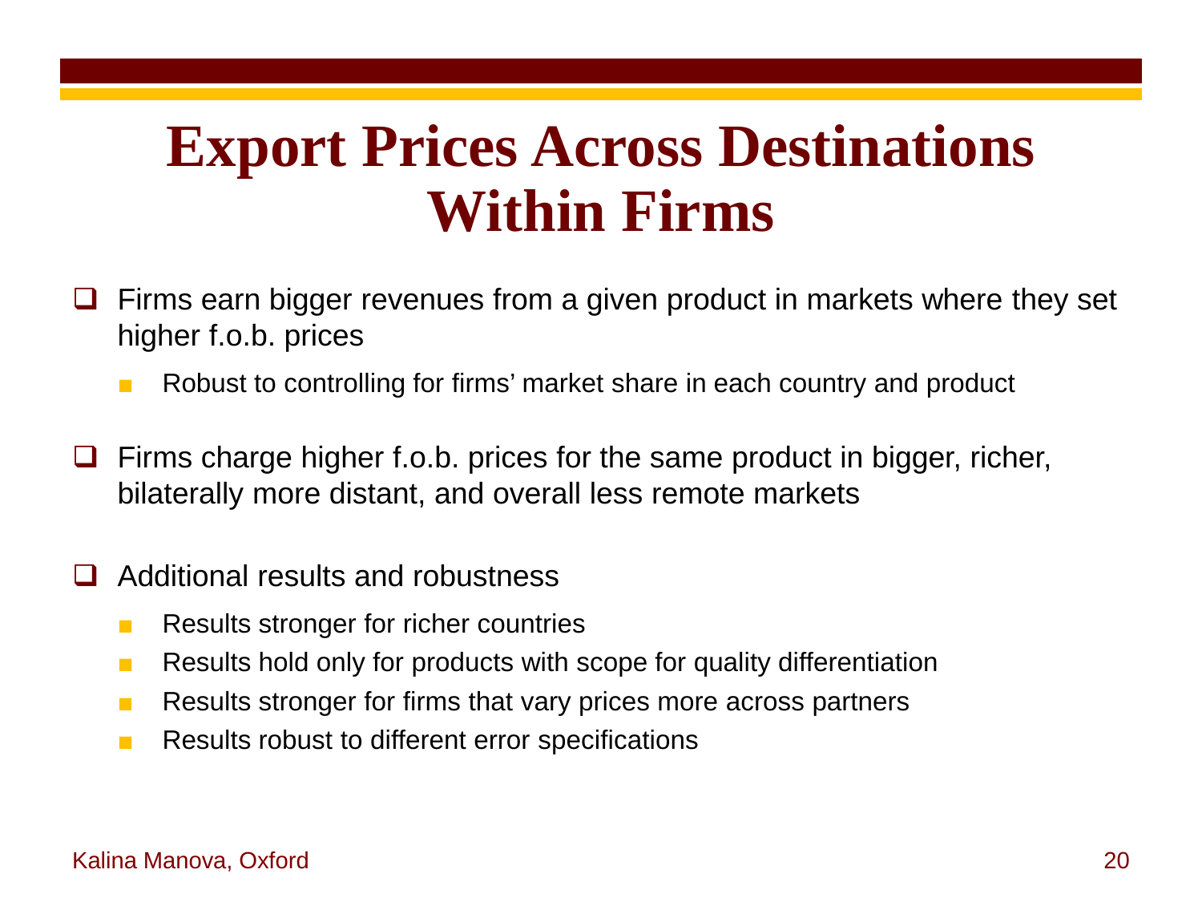# Export Prices Across Destinations Within Firms

- Firms earn bigger revenues from a given product in markets where they set higher f.o.b. prices
  - Robust to controlling for firms' market share in each country and product

- Firms charge higher f.o.b. prices for the same product in bigger, richer, bilaterally more distant, and overall less remote markets

- Additional results and robustness
  - Results stronger for richer countries
  - Results hold only for products with scope for quality differentiation
  - Results stronger for firms that vary prices more across partners
  - Results robust to different error specifications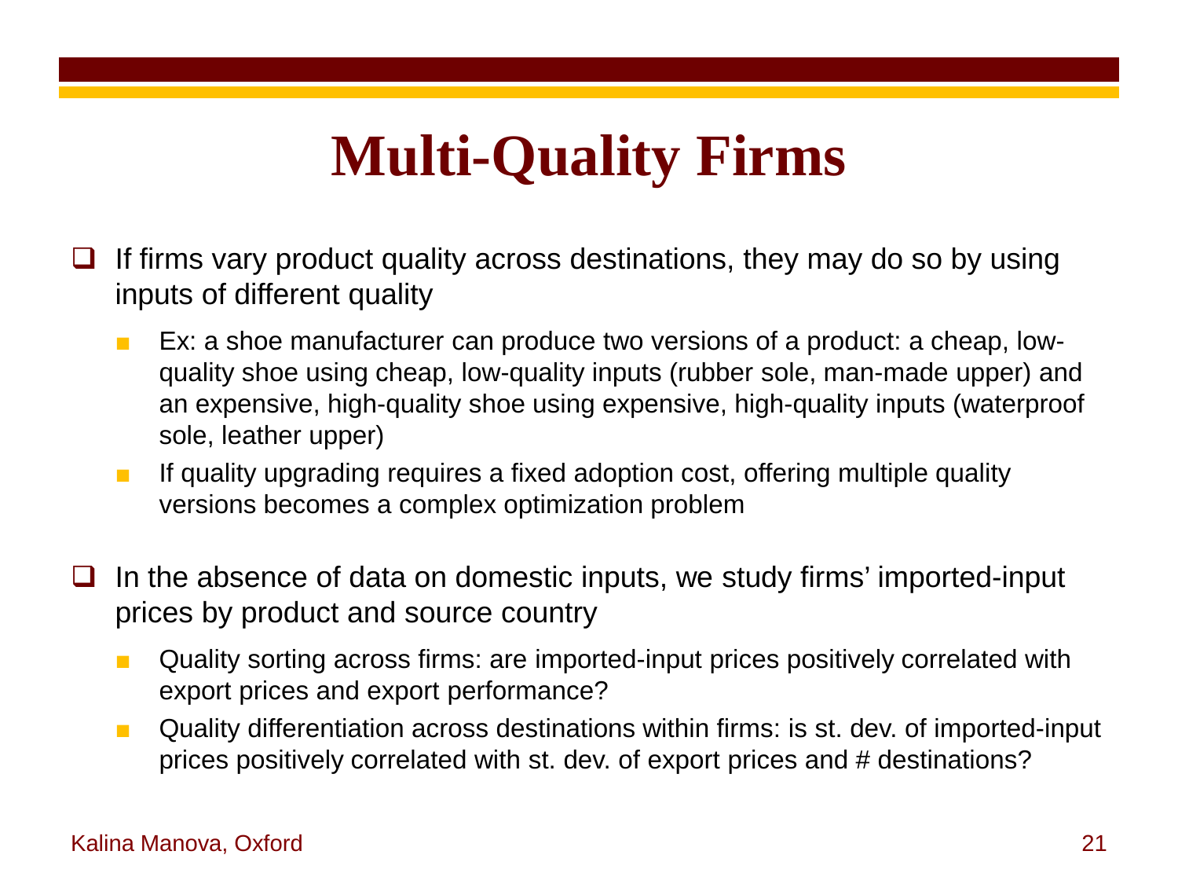# Multi-Quality Firms

- If firms vary product quality across destinations, they may do so by using inputs of different quality
  - Ex: a shoe manufacturer can produce two versions of a product: a cheap, low-quality shoe using cheap, low-quality inputs (rubber sole, man-made upper) and an expensive, high-quality shoe using expensive, high-quality inputs (waterproof sole, leather upper)
  - If quality upgrading requires a fixed adoption cost, offering multiple quality versions becomes a complex optimization problem

- In the absence of data on domestic inputs, we study firms' imported-input prices by product and source country
  - Quality sorting across firms: are imported-input prices positively correlated with export prices and export performance?
  - Quality differentiation across destinations within firms: is st. dev. of imported-input prices positively correlated with st. dev. of export prices and # destinations?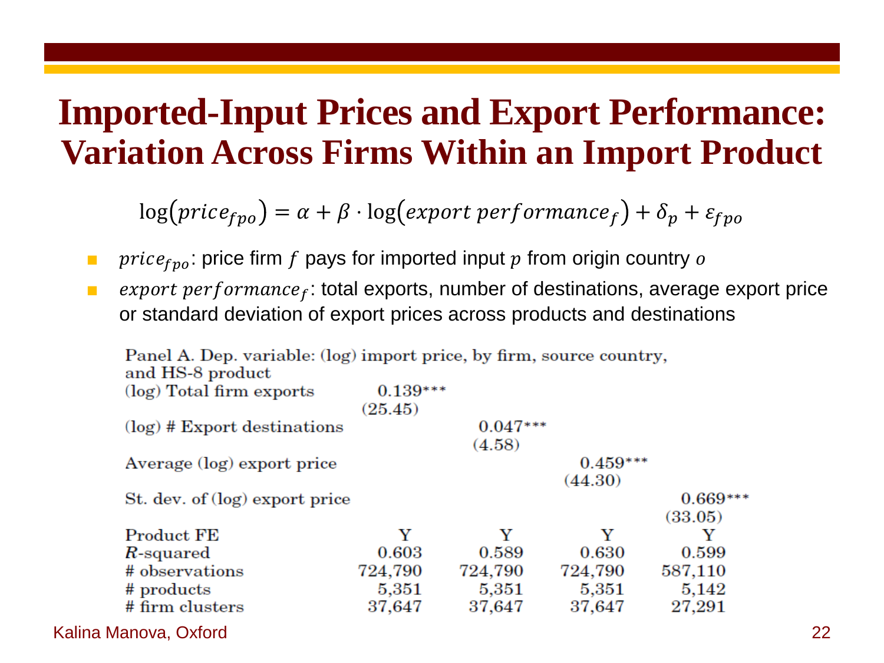# Imported-Input Prices and Export Performance: Variation Across Firms Within an Import Product

$$\log(price_{fpo}) = \alpha + \beta \cdot \log(export\ performance_f) + \delta_p + \varepsilon_{fpo}$$

- $price_{fpo}$: price firm $f$ pays for imported input $p$ from origin country $o$
- $export\ performance_f$: total exports, number of destinations, average export price or standard deviation of export prices across products and destinations

Panel A. Dep. variable: (log) import price, by firm, source country, and HS-8 product

| | | | | |
|---|---|---|---|---|
| (log) Total firm exports | 0.139*** | | | |
| | (25.45) | | | |
| (log) # Export destinations | | 0.047*** | | |
| | | (4.58) | | |
| Average (log) export price | | | 0.459*** | |
| | | | (44.30) | |
| St. dev. of (log) export price | | | | 0.669*** |
| | | | | (33.05) |
| Product FE | Y | Y | Y | Y |
| $R$-squared | 0.603 | 0.589 | 0.630 | 0.599 |
| # observations | 724,790 | 724,790 | 724,790 | 587,110 |
| # products | 5,351 | 5,351 | 5,351 | 5,142 |
| # firm clusters | 37,647 | 37,647 | 37,647 | 27,291 |

Kalina Manova, Oxford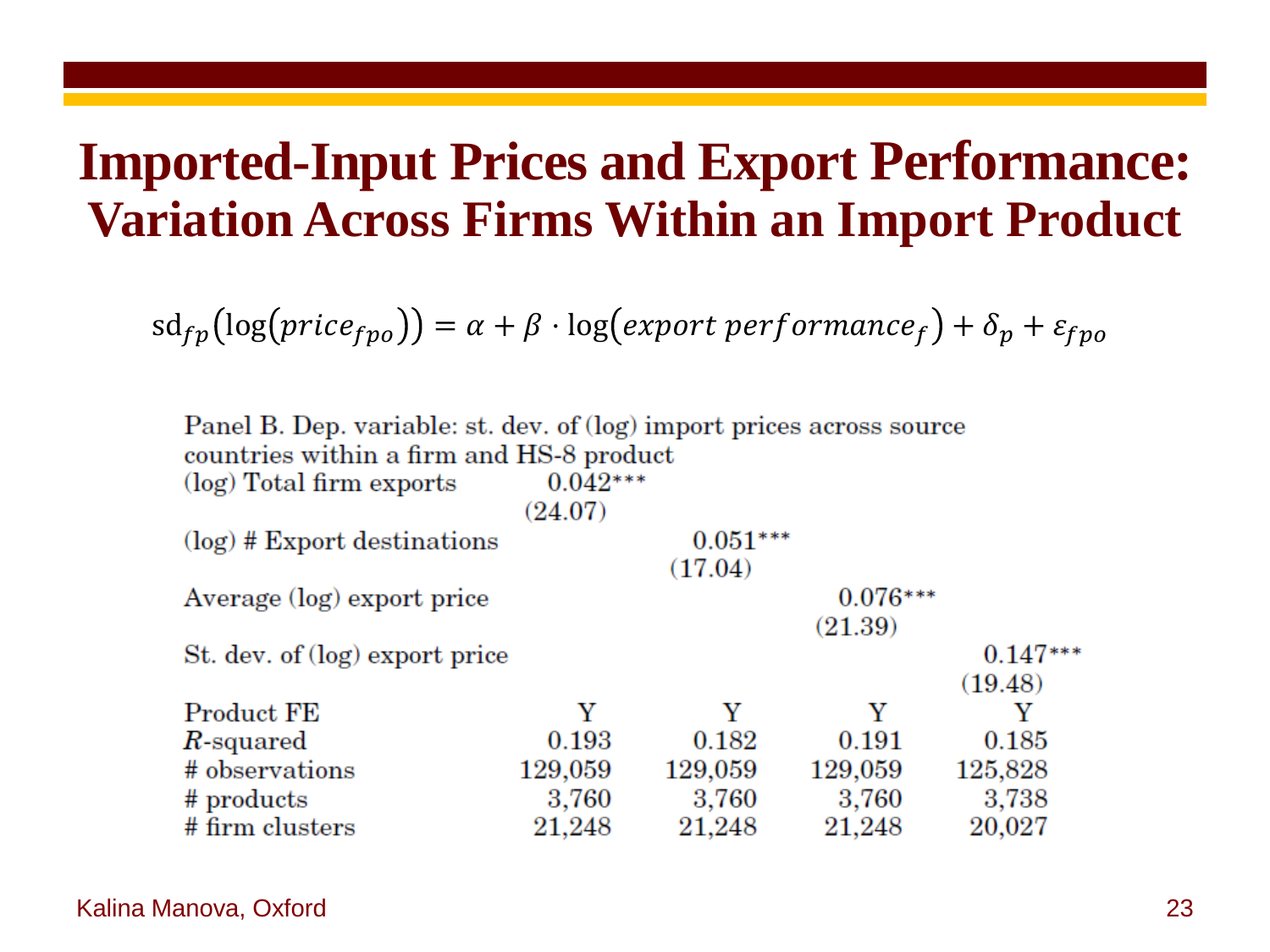# Imported-Input Prices and Export Performance: Variation Across Firms Within an Import Product

$$\text{sd}_{fp}\left(\log\left(price_{fpo}\right)\right) = \alpha + \beta \cdot \log\left(export\ performance_f\right) + \delta_p + \varepsilon_{fpo}$$

Panel B. Dep. variable: st. dev. of (log) import prices across source countries within a firm and HS-8 product

| | (1) | (2) | (3) | (4) |
|---|---|---|---|---|
| (log) Total firm exports | 0.042*** | | | |
| | (24.07) | | | |
| (log) # Export destinations | | 0.051*** | | |
| | | (17.04) | | |
| Average (log) export price | | | 0.076*** | |
| | | | (21.39) | |
| St. dev. of (log) export price | | | | 0.147*** |
| | | | | (19.48) |
| Product FE | Y | Y | Y | Y |
| $R$-squared | 0.193 | 0.182 | 0.191 | 0.185 |
| # observations | 129,059 | 129,059 | 129,059 | 125,828 |
| # products | 3,760 | 3,760 | 3,760 | 3,738 |
| # firm clusters | 21,248 | 21,248 | 21,248 | 20,027 |

Kalina Manova, Oxford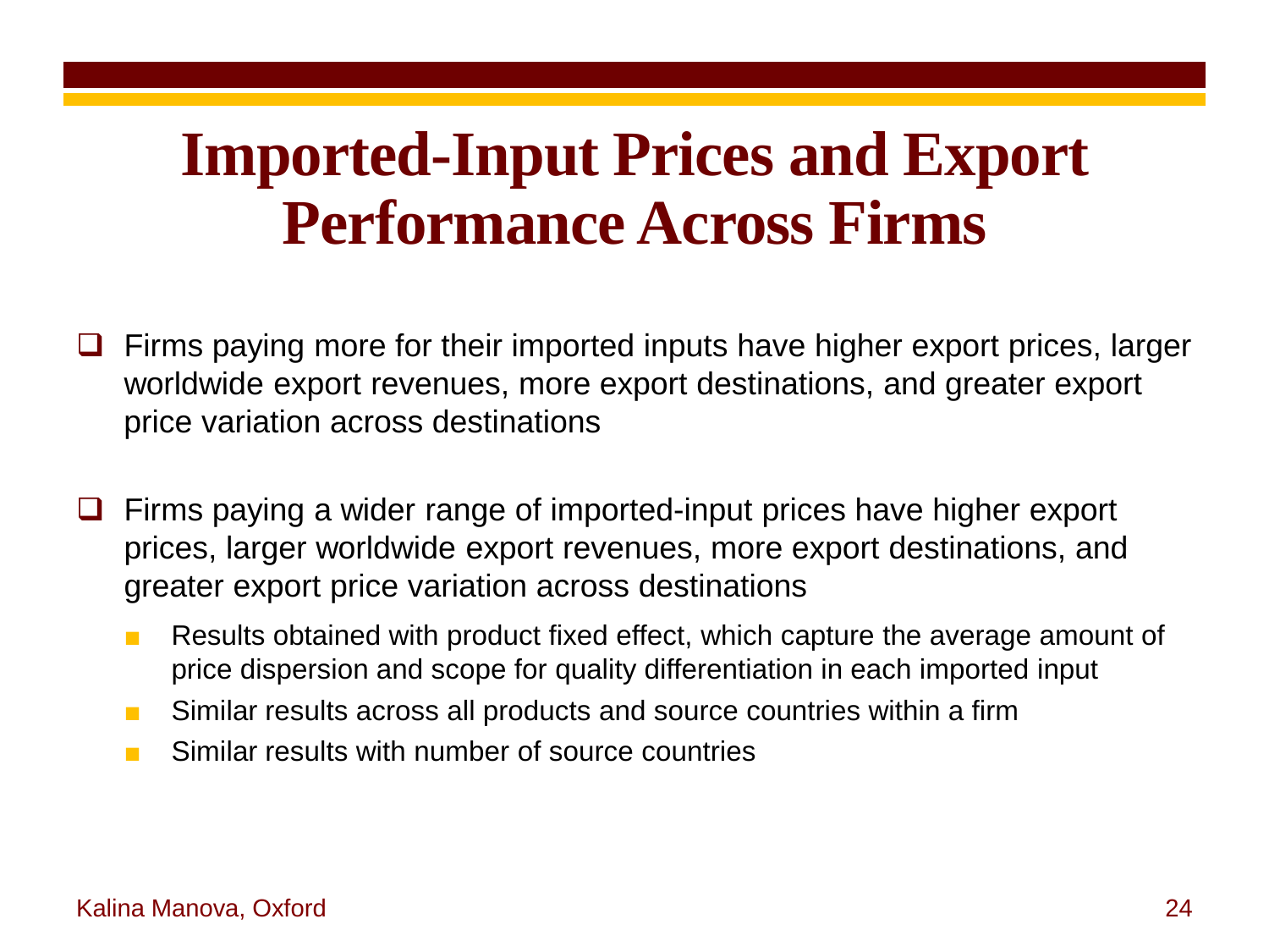# Imported-Input Prices and Export Performance Across Firms

- Firms paying more for their imported inputs have higher export prices, larger worldwide export revenues, more export destinations, and greater export price variation across destinations

- Firms paying a wider range of imported-input prices have higher export prices, larger worldwide export revenues, more export destinations, and greater export price variation across destinations
  - Results obtained with product fixed effect, which capture the average amount of price dispersion and scope for quality differentiation in each imported input
  - Similar results across all products and source countries within a firm
  - Similar results with number of source countries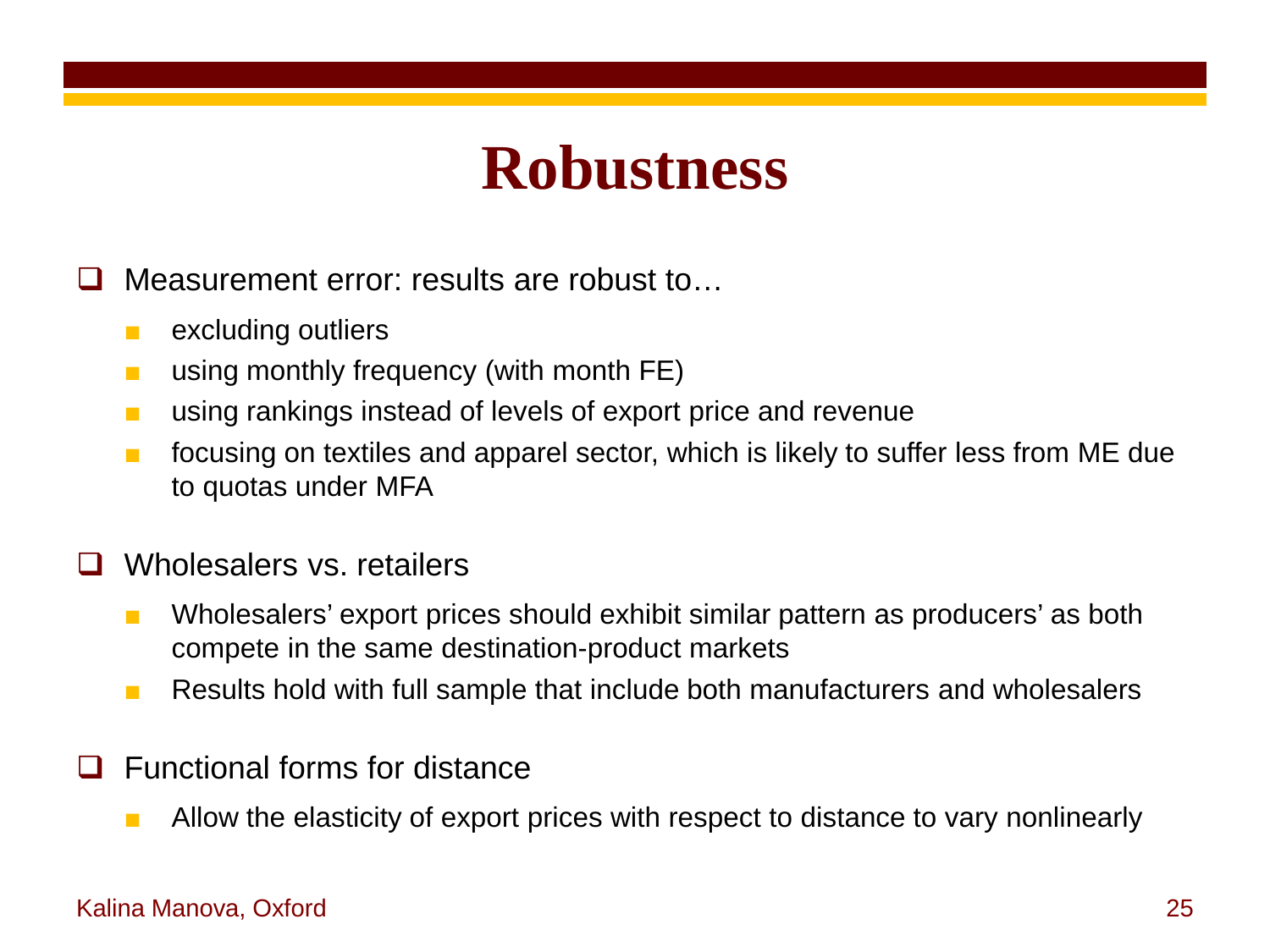# Robustness

- Measurement error: results are robust to…
  - excluding outliers
  - using monthly frequency (with month FE)
  - using rankings instead of levels of export price and revenue
  - focusing on textiles and apparel sector, which is likely to suffer less from ME due to quotas under MFA

- Wholesalers vs. retailers
  - Wholesalers' export prices should exhibit similar pattern as producers' as both compete in the same destination-product markets
  - Results hold with full sample that include both manufacturers and wholesalers

- Functional forms for distance
  - Allow the elasticity of export prices with respect to distance to vary nonlinearly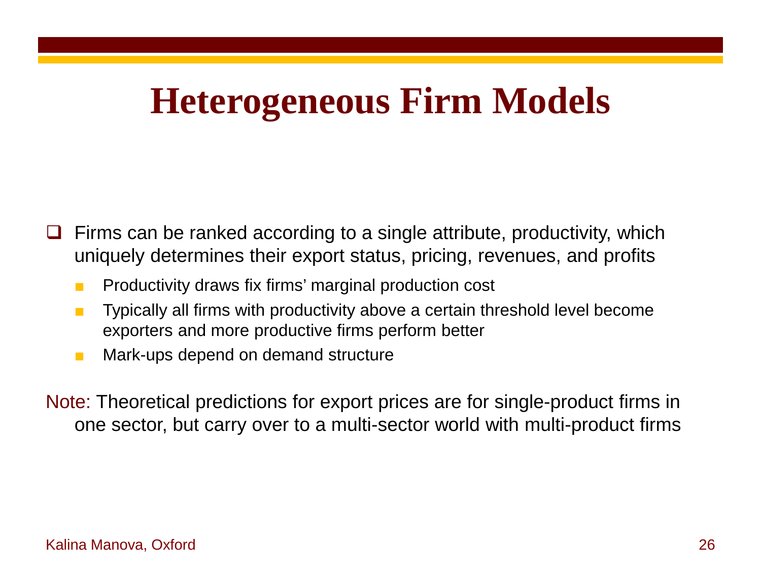# Heterogeneous Firm Models

- Firms can be ranked according to a single attribute, productivity, which uniquely determines their export status, pricing, revenues, and profits
  - Productivity draws fix firms' marginal production cost
  - Typically all firms with productivity above a certain threshold level become exporters and more productive firms perform better
  - Mark-ups depend on demand structure

Note: Theoretical predictions for export prices are for single-product firms in one sector, but carry over to a multi-sector world with multi-product firms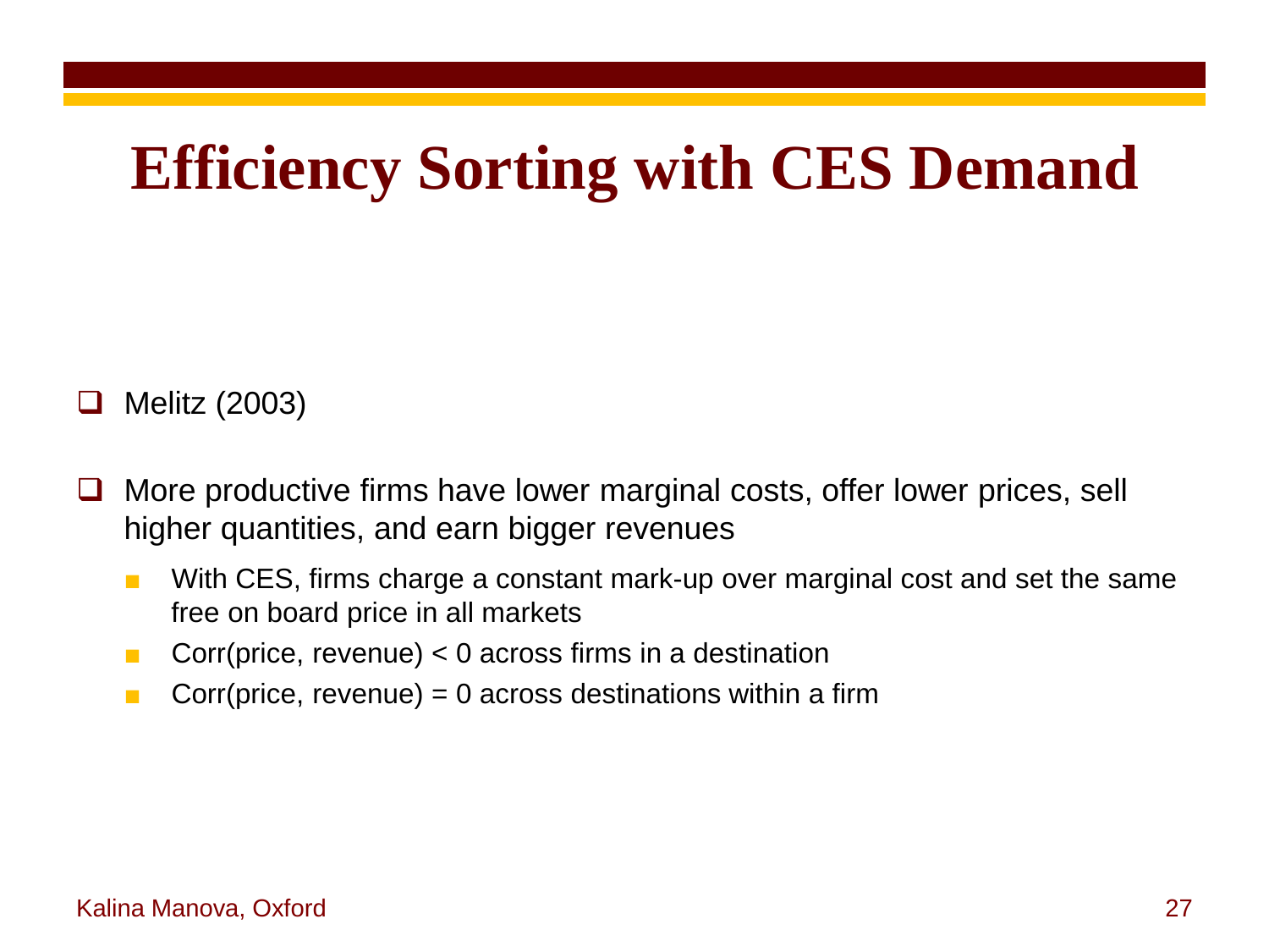# Efficiency Sorting with CES Demand

- Melitz (2003)

- More productive firms have lower marginal costs, offer lower prices, sell higher quantities, and earn bigger revenues
  - With CES, firms charge a constant mark-up over marginal cost and set the same free on board price in all markets
  - Corr(price, revenue) < 0 across firms in a destination
  - Corr(price, revenue) = 0 across destinations within a firm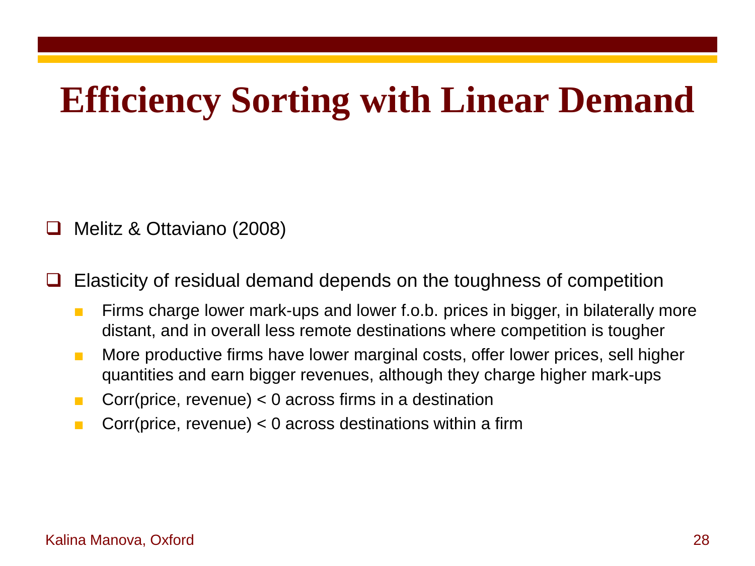# Efficiency Sorting with Linear Demand

- Melitz & Ottaviano (2008)

- Elasticity of residual demand depends on the toughness of competition
  - Firms charge lower mark-ups and lower f.o.b. prices in bigger, in bilaterally more distant, and in overall less remote destinations where competition is tougher
  - More productive firms have lower marginal costs, offer lower prices, sell higher quantities and earn bigger revenues, although they charge higher mark-ups
  - Corr(price, revenue) < 0 across firms in a destination
  - Corr(price, revenue) < 0 across destinations within a firm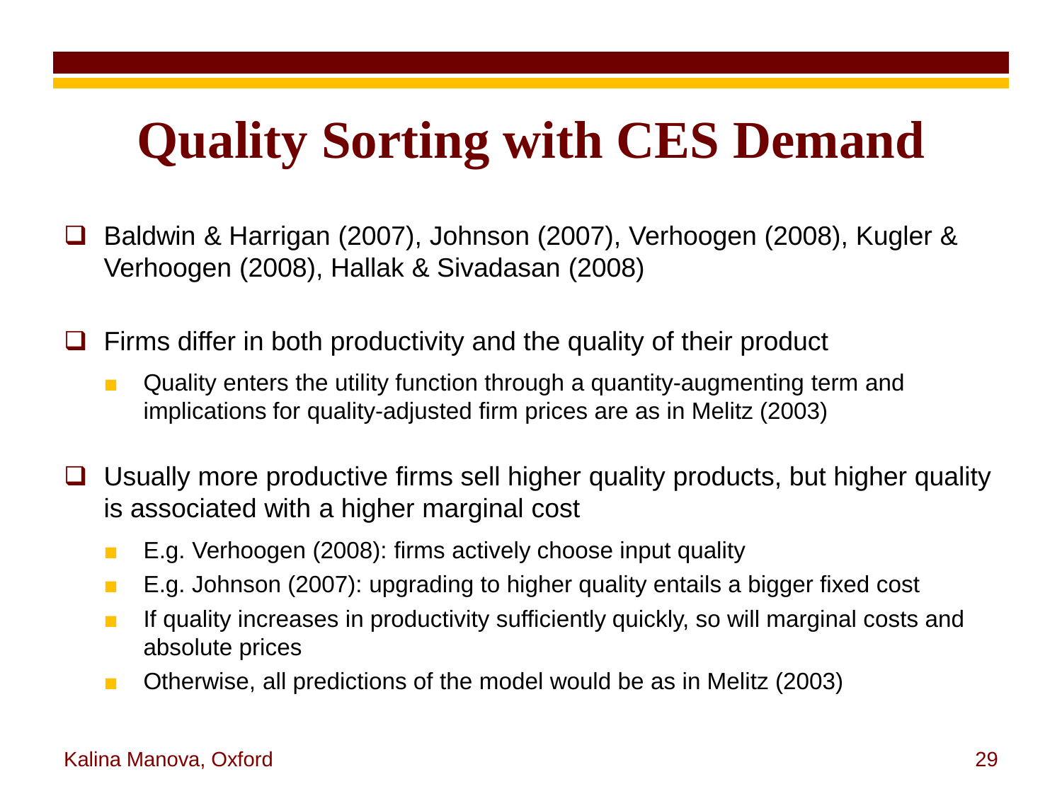# Quality Sorting with CES Demand

- Baldwin & Harrigan (2007), Johnson (2007), Verhoogen (2008), Kugler & Verhoogen (2008), Hallak & Sivadasan (2008)

- Firms differ in both productivity and the quality of their product
  - Quality enters the utility function through a quantity-augmenting term and implications for quality-adjusted firm prices are as in Melitz (2003)

- Usually more productive firms sell higher quality products, but higher quality is associated with a higher marginal cost
  - E.g. Verhoogen (2008): firms actively choose input quality
  - E.g. Johnson (2007): upgrading to higher quality entails a bigger fixed cost
  - If quality increases in productivity sufficiently quickly, so will marginal costs and absolute prices
  - Otherwise, all predictions of the model would be as in Melitz (2003)

Kalina Manova, Oxford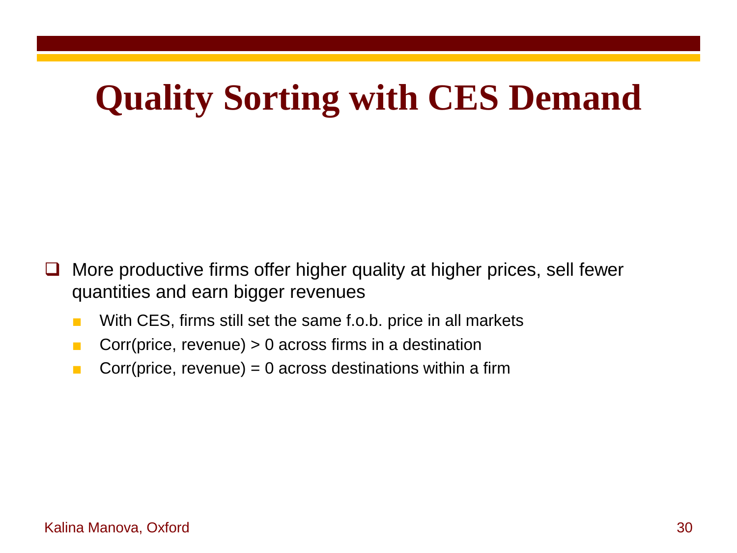# Quality Sorting with CES Demand

- More productive firms offer higher quality at higher prices, sell fewer quantities and earn bigger revenues
  - With CES, firms still set the same f.o.b. price in all markets
  - Corr(price, revenue) > 0 across firms in a destination
  - Corr(price, revenue) = 0 across destinations within a firm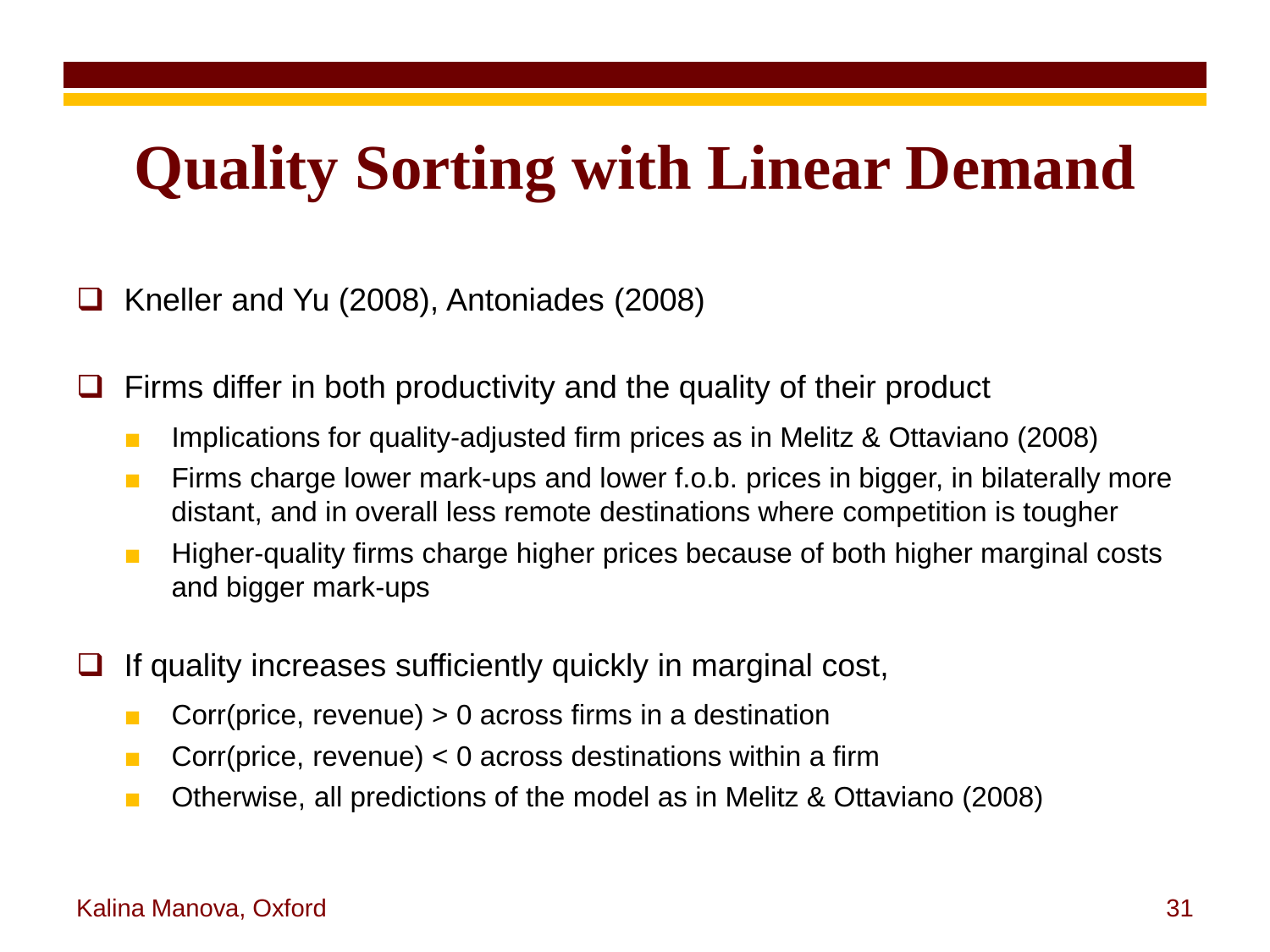# Quality Sorting with Linear Demand

- Kneller and Yu (2008), Antoniades (2008)

- Firms differ in both productivity and the quality of their product
  - Implications for quality-adjusted firm prices as in Melitz & Ottaviano (2008)
  - Firms charge lower mark-ups and lower f.o.b. prices in bigger, in bilaterally more distant, and in overall less remote destinations where competition is tougher
  - Higher-quality firms charge higher prices because of both higher marginal costs and bigger mark-ups

- If quality increases sufficiently quickly in marginal cost,
  - Corr(price, revenue) > 0 across firms in a destination
  - Corr(price, revenue) < 0 across destinations within a firm
  - Otherwise, all predictions of the model as in Melitz & Ottaviano (2008)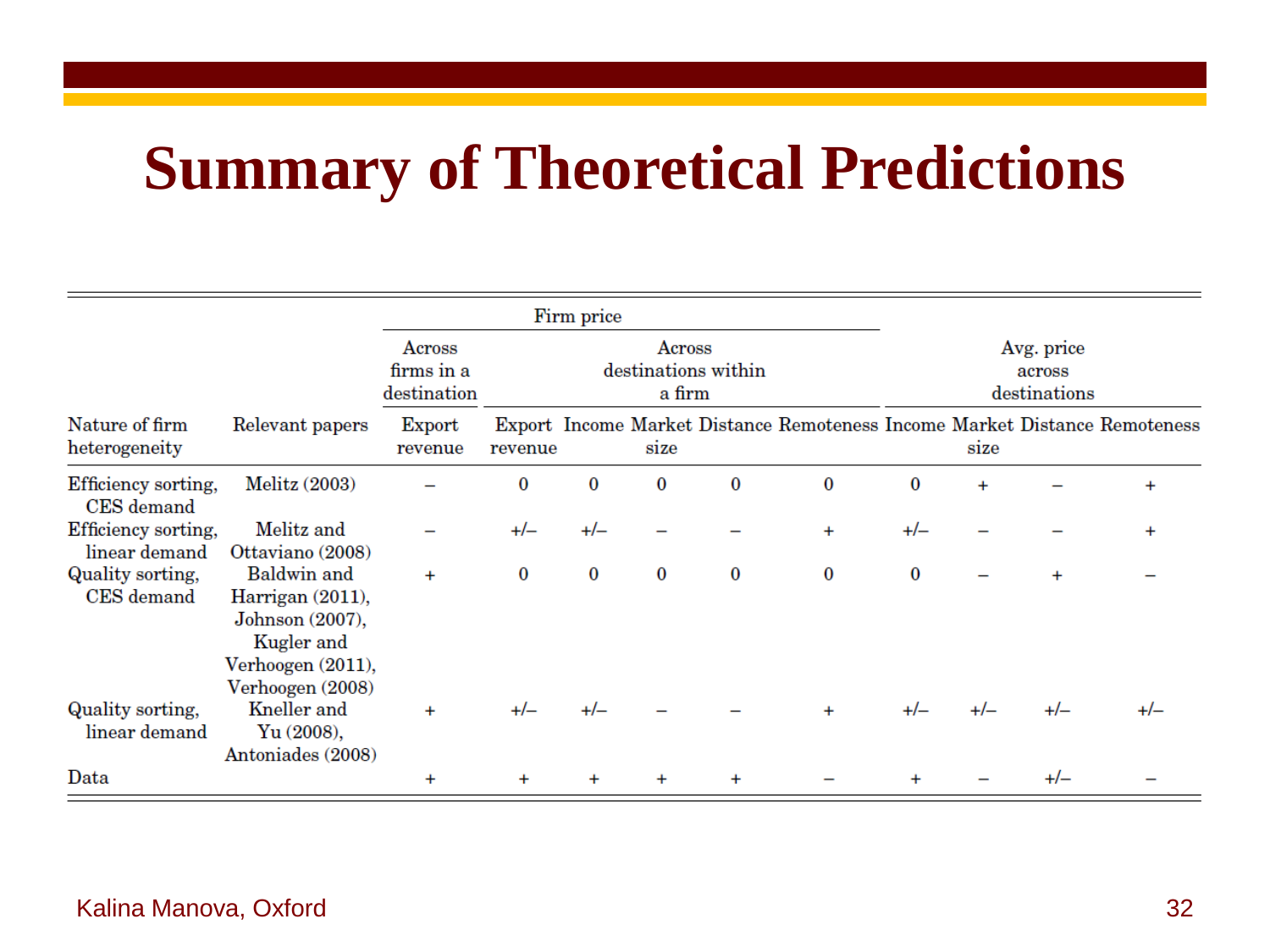# Summary of Theoretical Predictions

| | | Firm price | | | | | | | | | |
|---|---|---|---|---|---|---|---|---|---|---|---|
| | | Across firms in a destination | Across destinations within a firm | | | | | Avg. price across destinations | | | |
| Nature of firm heterogeneity | Relevant papers | Export revenue | Export revenue | Income | Market size | Distance | Remoteness | Income | Market size | Distance | Remoteness |
| Efficiency sorting, CES demand | Melitz (2003) | – | 0 | 0 | 0 | 0 | 0 | 0 | + | – | + |
| Efficiency sorting, linear demand | Melitz and Ottaviano (2008) | – | +/– | +/– | – | – | + | +/– | – | – | + |
| Quality sorting, CES demand | Baldwin and Harrigan (2011), Johnson (2007), Kugler and Verhoogen (2011), Verhoogen (2008) | + | 0 | 0 | 0 | 0 | 0 | 0 | – | + | – |
| Quality sorting, linear demand | Kneller and Yu (2008), Antoniades (2008) | + | +/– | +/– | – | – | + | +/– | +/– | +/– | +/– |
| Data | | + | + | + | + | + | – | + | – | +/– | – |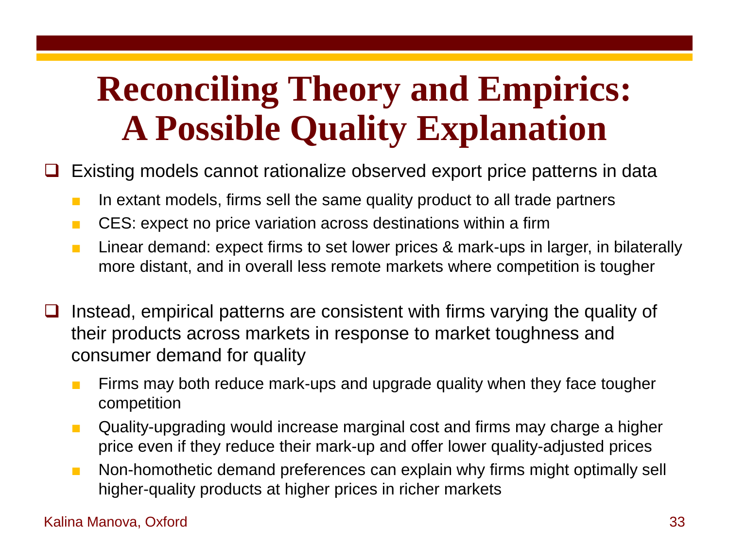# Reconciling Theory and Empirics: A Possible Quality Explanation

- Existing models cannot rationalize observed export price patterns in data
  - In extant models, firms sell the same quality product to all trade partners
  - CES: expect no price variation across destinations within a firm
  - Linear demand: expect firms to set lower prices & mark-ups in larger, in bilaterally more distant, and in overall less remote markets where competition is tougher

- Instead, empirical patterns are consistent with firms varying the quality of their products across markets in response to market toughness and consumer demand for quality
  - Firms may both reduce mark-ups and upgrade quality when they face tougher competition
  - Quality-upgrading would increase marginal cost and firms may charge a higher price even if they reduce their mark-up and offer lower quality-adjusted prices
  - Non-homothetic demand preferences can explain why firms might optimally sell higher-quality products at higher prices in richer markets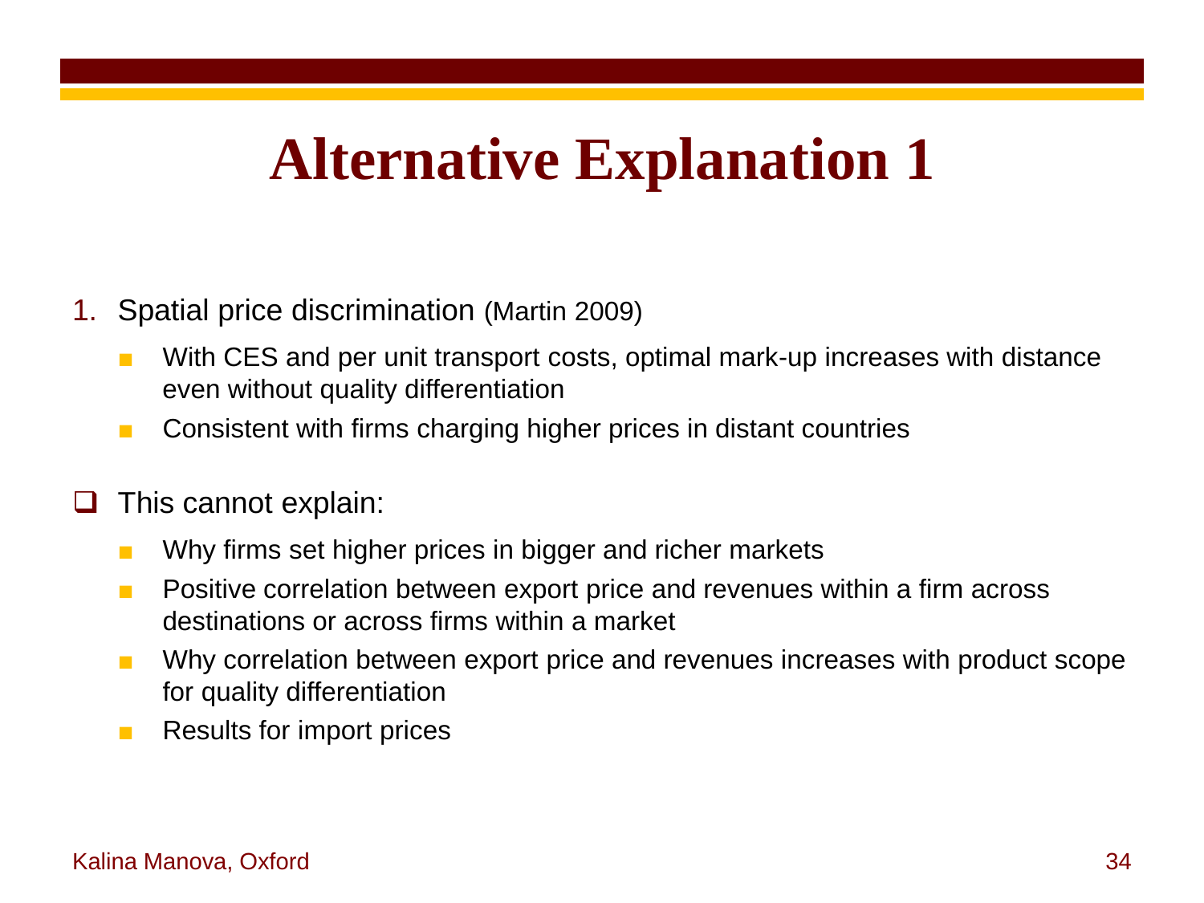# Alternative Explanation 1

1. Spatial price discrimination (Martin 2009)
   - With CES and per unit transport costs, optimal mark-up increases with distance even without quality differentiation
   - Consistent with firms charging higher prices in distant countries

- This cannot explain:
  - Why firms set higher prices in bigger and richer markets
  - Positive correlation between export price and revenues within a firm across destinations or across firms within a market
  - Why correlation between export price and revenues increases with product scope for quality differentiation
  - Results for import prices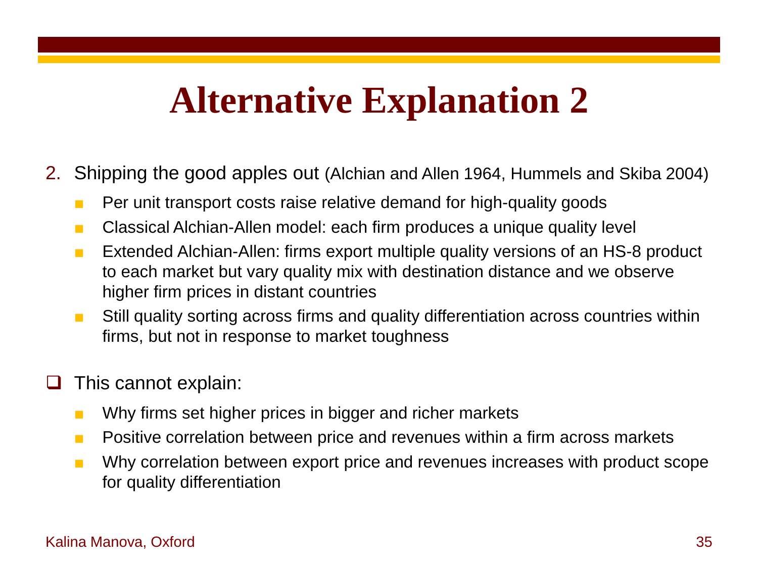# Alternative Explanation 2

2. Shipping the good apples out (Alchian and Allen 1964, Hummels and Skiba 2004)
   - Per unit transport costs raise relative demand for high-quality goods
   - Classical Alchian-Allen model: each firm produces a unique quality level
   - Extended Alchian-Allen: firms export multiple quality versions of an HS-8 product to each market but vary quality mix with destination distance and we observe higher firm prices in distant countries
   - Still quality sorting across firms and quality differentiation across countries within firms, but not in response to market toughness

- This cannot explain:
   - Why firms set higher prices in bigger and richer markets
   - Positive correlation between price and revenues within a firm across markets
   - Why correlation between export price and revenues increases with product scope for quality differentiation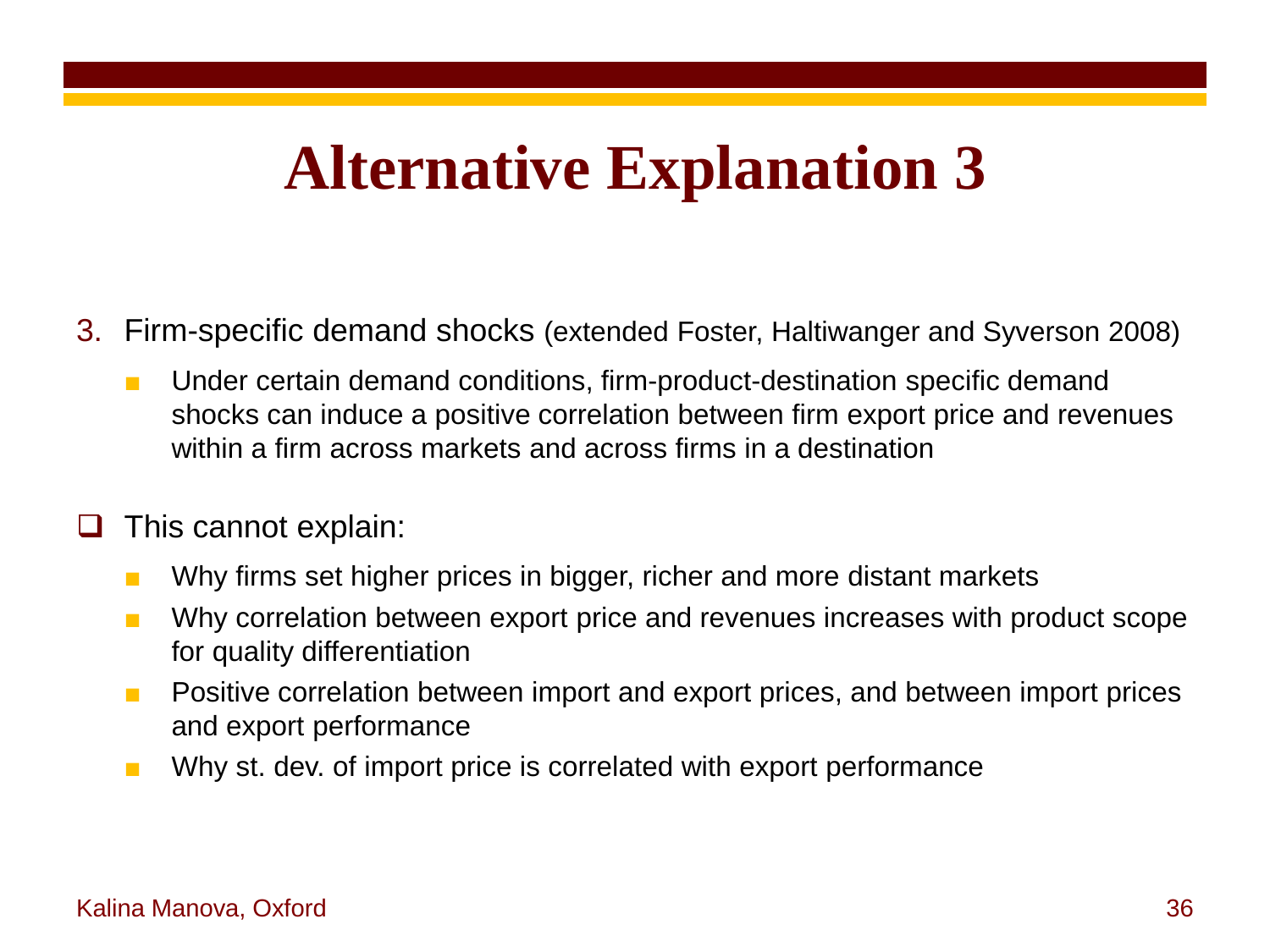# Alternative Explanation 3

3. Firm-specific demand shocks (extended Foster, Haltiwanger and Syverson 2008)
   - Under certain demand conditions, firm-product-destination specific demand shocks can induce a positive correlation between firm export price and revenues within a firm across markets and across firms in a destination

- This cannot explain:
  - Why firms set higher prices in bigger, richer and more distant markets
  - Why correlation between export price and revenues increases with product scope for quality differentiation
  - Positive correlation between import and export prices, and between import prices and export performance
  - Why st. dev. of import price is correlated with export performance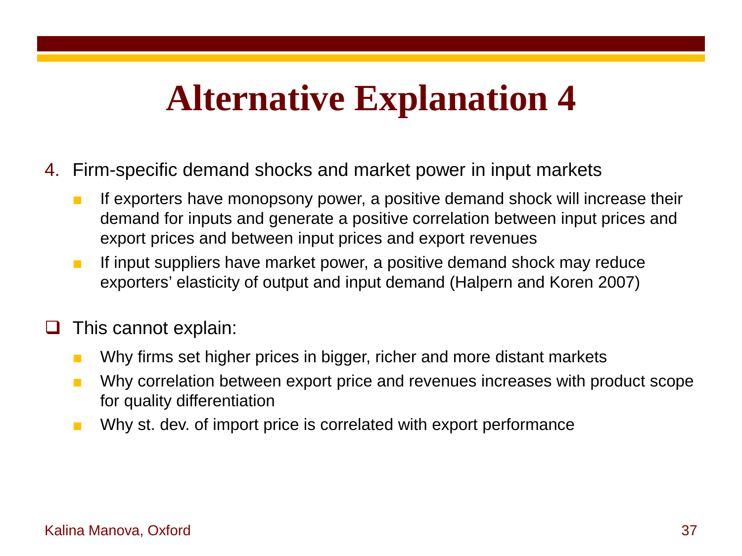# Alternative Explanation 4

4. Firm-specific demand shocks and market power in input markets
   - If exporters have monopsony power, a positive demand shock will increase their demand for inputs and generate a positive correlation between input prices and export prices and between input prices and export revenues
   - If input suppliers have market power, a positive demand shock may reduce exporters' elasticity of output and input demand (Halpern and Koren 2007)

- This cannot explain:
  - Why firms set higher prices in bigger, richer and more distant markets
  - Why correlation between export price and revenues increases with product scope for quality differentiation
  - Why st. dev. of import price is correlated with export performance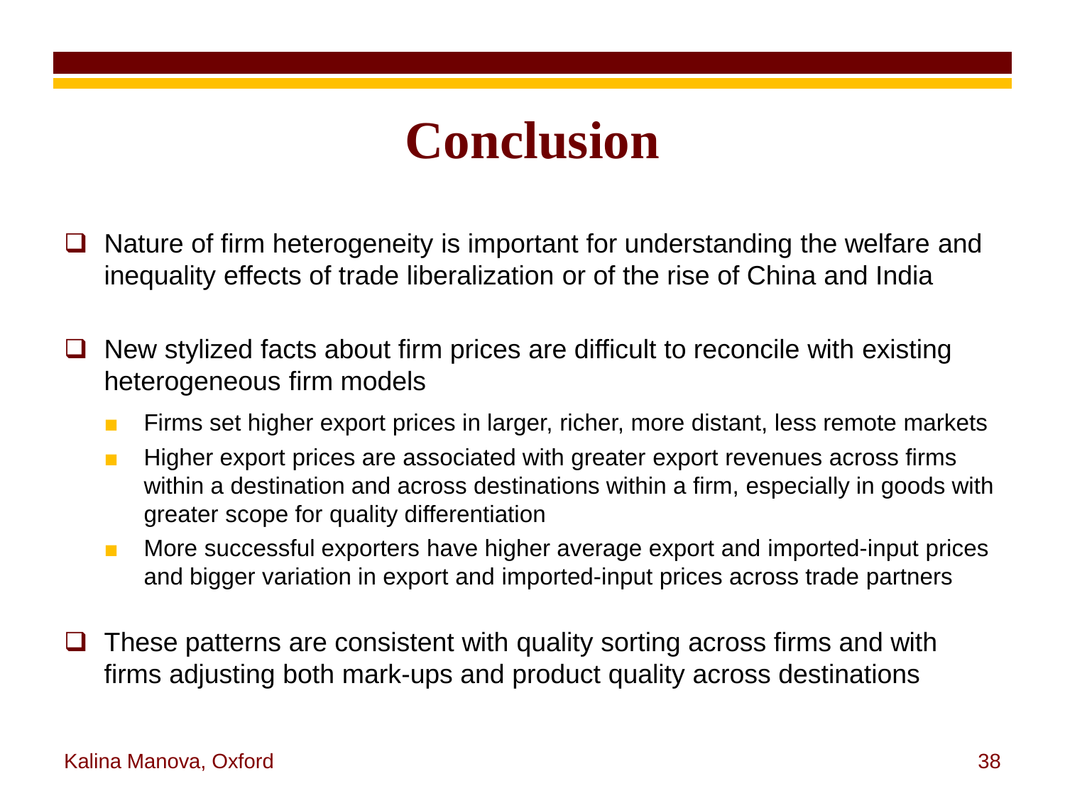# Conclusion

- Nature of firm heterogeneity is important for understanding the welfare and inequality effects of trade liberalization or of the rise of China and India

- New stylized facts about firm prices are difficult to reconcile with existing heterogeneous firm models
  - Firms set higher export prices in larger, richer, more distant, less remote markets
  - Higher export prices are associated with greater export revenues across firms within a destination and across destinations within a firm, especially in goods with greater scope for quality differentiation
  - More successful exporters have higher average export and imported-input prices and bigger variation in export and imported-input prices across trade partners

- These patterns are consistent with quality sorting across firms and with firms adjusting both mark-ups and product quality across destinations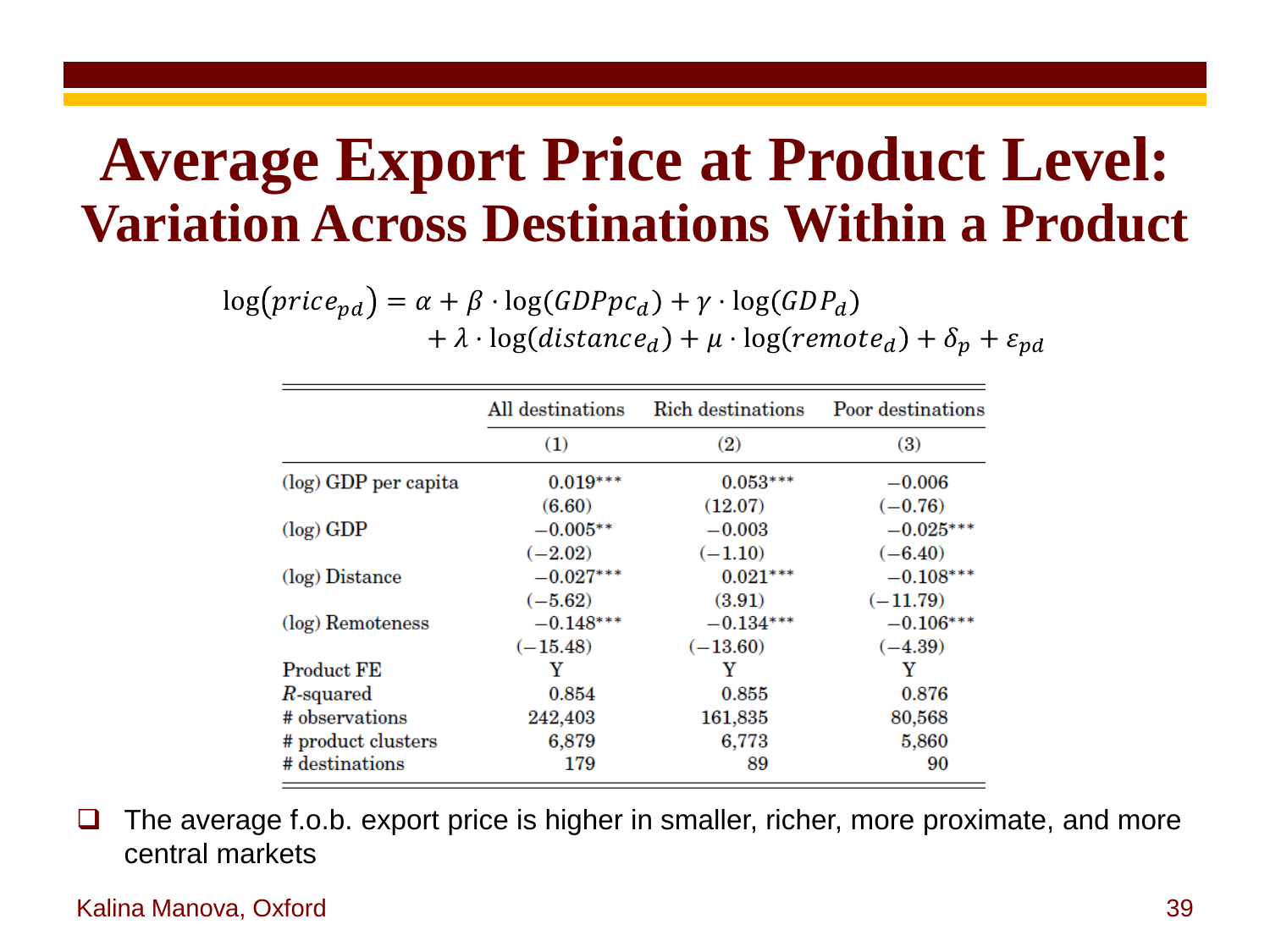# Average Export Price at Product Level:

## Variation Across Destinations Within a Product

$$\log(price_{pd}) = \alpha + \beta \cdot \log(GDPpc_d) + \gamma \cdot \log(GDP_d) + \lambda \cdot \log(distance_d) + \mu \cdot \log(remote_d) + \delta_p + \varepsilon_{pd}$$

| | All destinations | Rich destinations | Poor destinations |
|---|---|---|---|
| | (1) | (2) | (3) |
| (log) GDP per capita | 0.019*** | 0.053*** | −0.006 |
| | (6.60) | (12.07) | (−0.76) |
| (log) GDP | −0.005** | −0.003 | −0.025*** |
| | (−2.02) | (−1.10) | (−6.40) |
| (log) Distance | −0.027*** | 0.021*** | −0.108*** |
| | (−5.62) | (3.91) | (−11.79) |
| (log) Remoteness | −0.148*** | −0.134*** | −0.106*** |
| | (−15.48) | (−13.60) | (−4.39) |
| Product FE | Y | Y | Y |
| $R$-squared | 0.854 | 0.855 | 0.876 |
| # observations | 242,403 | 161,835 | 80,568 |
| # product clusters | 6,879 | 6,773 | 5,860 |
| # destinations | 179 | 89 | 90 |

- The average f.o.b. export price is higher in smaller, richer, more proximate, and more central markets

Kalina Manova, Oxford